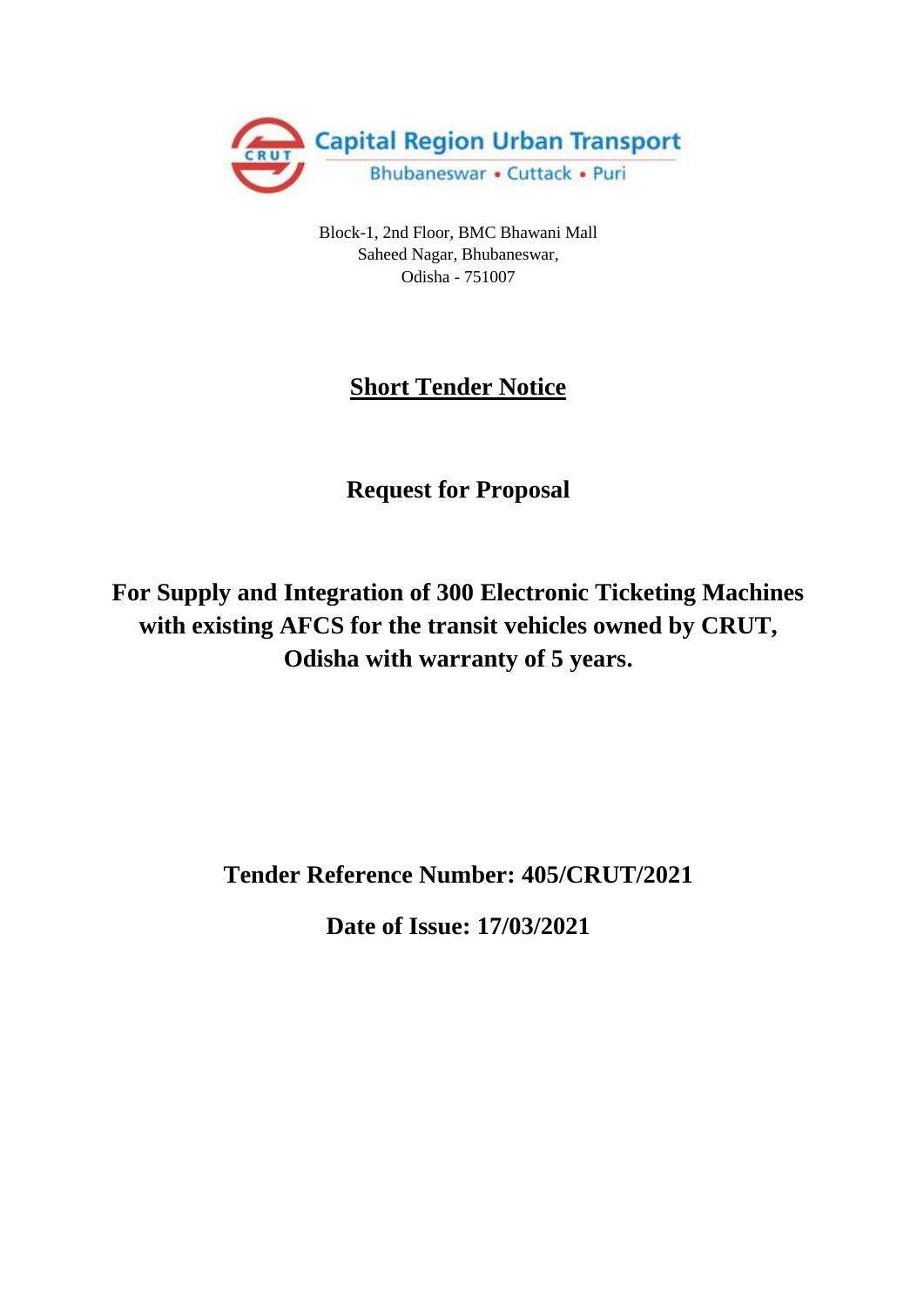Capital Region Urban Transport

Bhubaneswar • Cuttack • Puri

Block-1, 2nd Floor, BMC Bhawani Mall
Saheed Nagar, Bhubaneswar,
Odisha - 751007

# Short Tender Notice

## Request for Proposal

## For Supply and Integration of 300 Electronic Ticketing Machines with existing AFCS for the transit vehicles owned by CRUT, Odisha with warranty of 5 years.

**Tender Reference Number: 405/CRUT/2021**

**Date of Issue: 17/03/2021**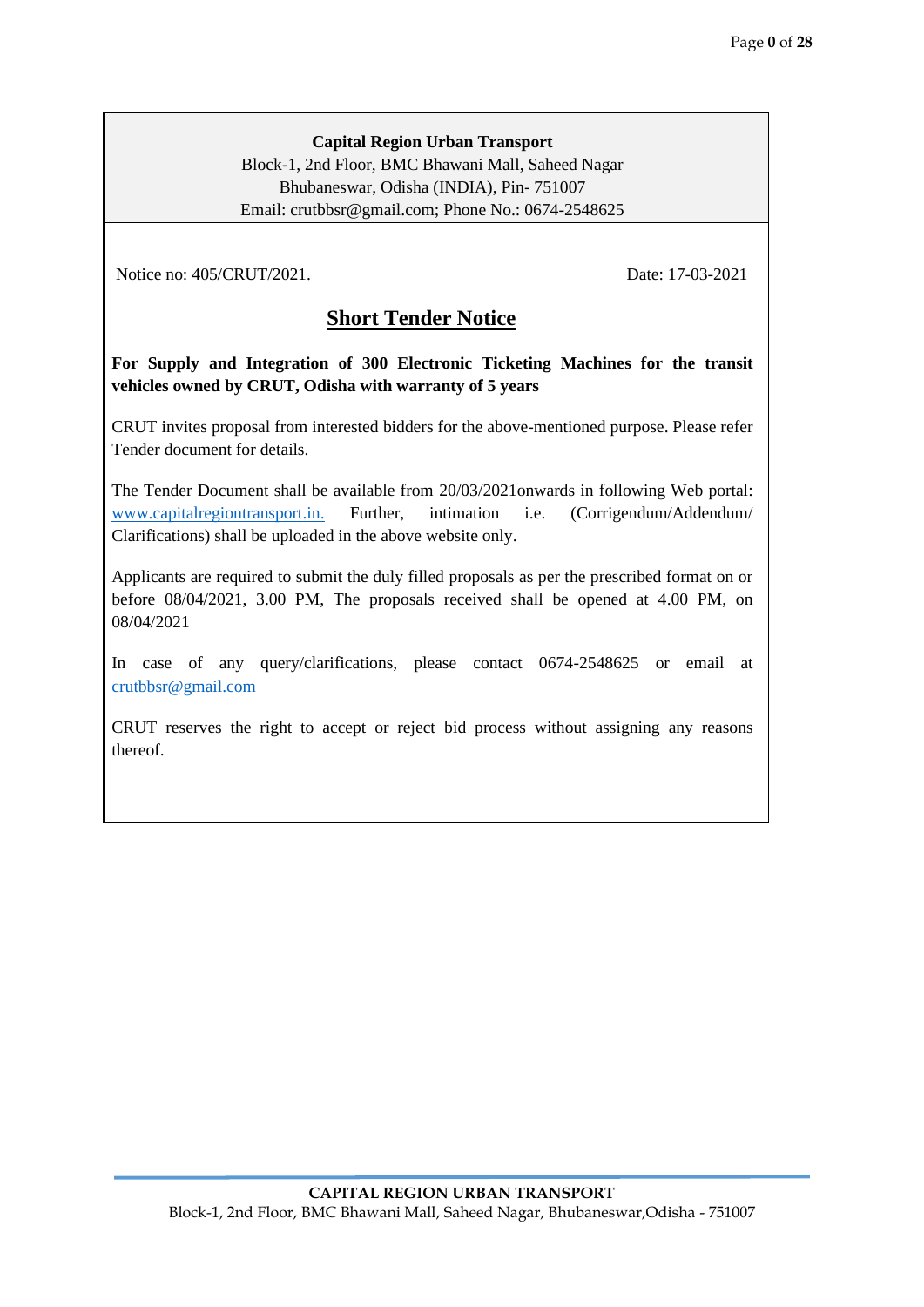**Capital Region Urban Transport**
Block-1, 2nd Floor, BMC Bhawani Mall, Saheed Nagar
Bhubaneswar, Odisha (INDIA), Pin- 751007
Email: crutbbsr@gmail.com; Phone No.: 0674-2548625

Notice no: 405/CRUT/2021. Date: 17-03-2021

# Short Tender Notice

**For Supply and Integration of 300 Electronic Ticketing Machines for the transit vehicles owned by CRUT, Odisha with warranty of 5 years**

CRUT invites proposal from interested bidders for the above-mentioned purpose. Please refer Tender document for details.

The Tender Document shall be available from 20/03/2021onwards in following Web portal: www.capitalregiontransport.in. Further, intimation i.e. (Corrigendum/Addendum/ Clarifications) shall be uploaded in the above website only.

Applicants are required to submit the duly filled proposals as per the prescribed format on or before 08/04/2021, 3.00 PM, The proposals received shall be opened at 4.00 PM, on 08/04/2021

In case of any query/clarifications, please contact 0674-2548625 or email at crutbbsr@gmail.com

CRUT reserves the right to accept or reject bid process without assigning any reasons thereof.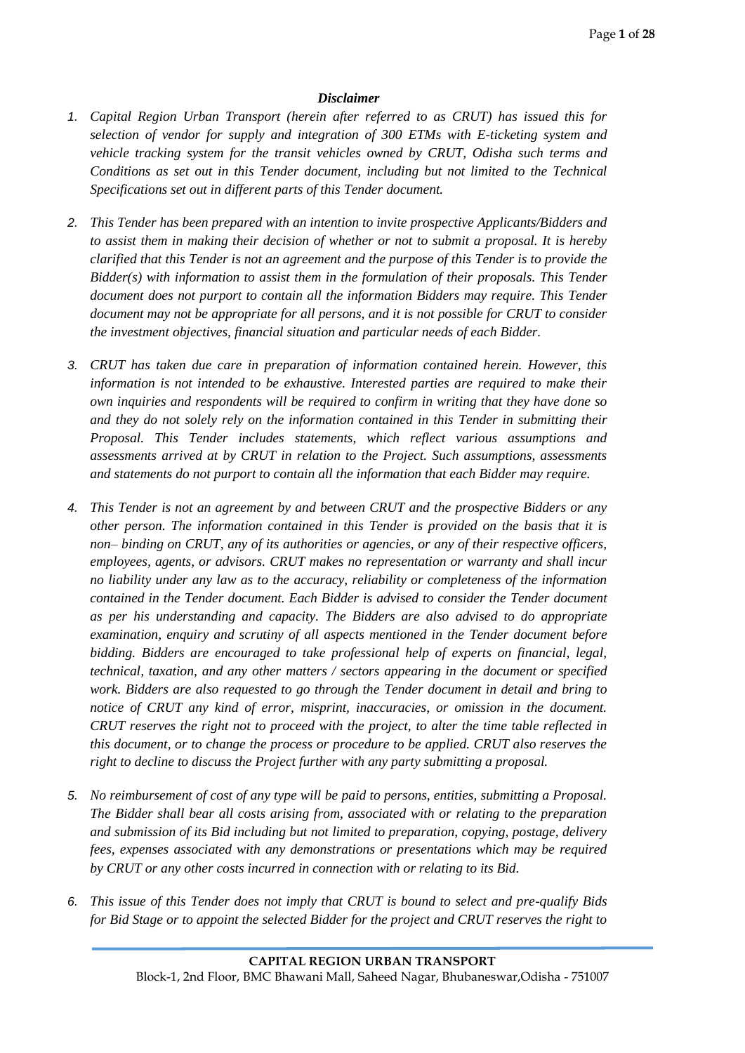### *Disclaimer*

1. *Capital Region Urban Transport (herein after referred to as CRUT) has issued this for selection of vendor for supply and integration of 300 ETMs with E-ticketing system and vehicle tracking system for the transit vehicles owned by CRUT, Odisha such terms and Conditions as set out in this Tender document, including but not limited to the Technical Specifications set out in different parts of this Tender document.*

2. *This Tender has been prepared with an intention to invite prospective Applicants/Bidders and to assist them in making their decision of whether or not to submit a proposal. It is hereby clarified that this Tender is not an agreement and the purpose of this Tender is to provide the Bidder(s) with information to assist them in the formulation of their proposals. This Tender document does not purport to contain all the information Bidders may require. This Tender document may not be appropriate for all persons, and it is not possible for CRUT to consider the investment objectives, financial situation and particular needs of each Bidder.*

3. *CRUT has taken due care in preparation of information contained herein. However, this information is not intended to be exhaustive. Interested parties are required to make their own inquiries and respondents will be required to confirm in writing that they have done so and they do not solely rely on the information contained in this Tender in submitting their Proposal. This Tender includes statements, which reflect various assumptions and assessments arrived at by CRUT in relation to the Project. Such assumptions, assessments and statements do not purport to contain all the information that each Bidder may require.*

4. *This Tender is not an agreement by and between CRUT and the prospective Bidders or any other person. The information contained in this Tender is provided on the basis that it is non– binding on CRUT, any of its authorities or agencies, or any of their respective officers, employees, agents, or advisors. CRUT makes no representation or warranty and shall incur no liability under any law as to the accuracy, reliability or completeness of the information contained in the Tender document. Each Bidder is advised to consider the Tender document as per his understanding and capacity. The Bidders are also advised to do appropriate examination, enquiry and scrutiny of all aspects mentioned in the Tender document before bidding. Bidders are encouraged to take professional help of experts on financial, legal, technical, taxation, and any other matters / sectors appearing in the document or specified work. Bidders are also requested to go through the Tender document in detail and bring to notice of CRUT any kind of error, misprint, inaccuracies, or omission in the document. CRUT reserves the right not to proceed with the project, to alter the time table reflected in this document, or to change the process or procedure to be applied. CRUT also reserves the right to decline to discuss the Project further with any party submitting a proposal.*

5. *No reimbursement of cost of any type will be paid to persons, entities, submitting a Proposal. The Bidder shall bear all costs arising from, associated with or relating to the preparation and submission of its Bid including but not limited to preparation, copying, postage, delivery fees, expenses associated with any demonstrations or presentations which may be required by CRUT or any other costs incurred in connection with or relating to its Bid.*

6. *This issue of this Tender does not imply that CRUT is bound to select and pre-qualify Bids for Bid Stage or to appoint the selected Bidder for the project and CRUT reserves the right to*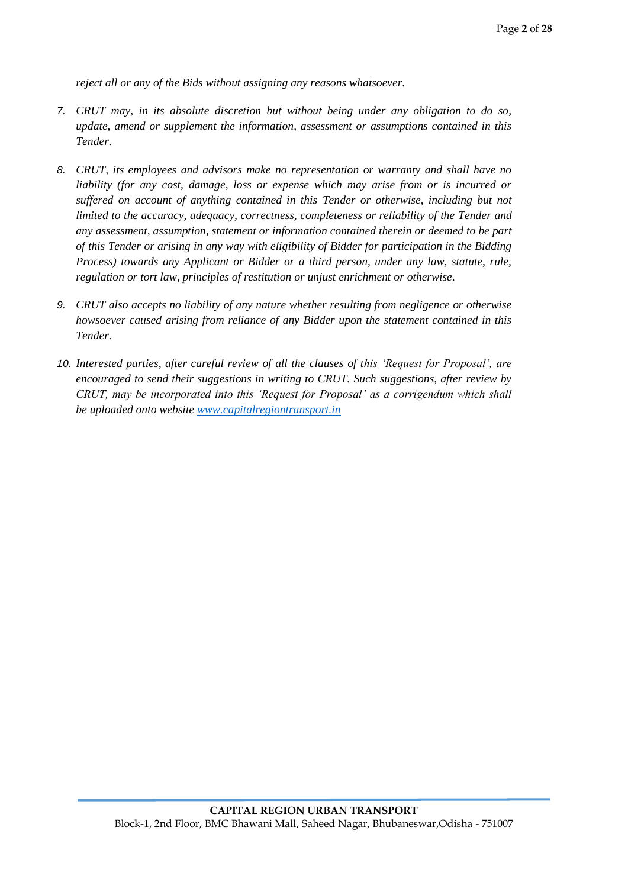*reject all or any of the Bids without assigning any reasons whatsoever.*

7. *CRUT may, in its absolute discretion but without being under any obligation to do so, update, amend or supplement the information, assessment or assumptions contained in this Tender.*

8. *CRUT, its employees and advisors make no representation or warranty and shall have no liability (for any cost, damage, loss or expense which may arise from or is incurred or suffered on account of anything contained in this Tender or otherwise, including but not limited to the accuracy, adequacy, correctness, completeness or reliability of the Tender and any assessment, assumption, statement or information contained therein or deemed to be part of this Tender or arising in any way with eligibility of Bidder for participation in the Bidding Process) towards any Applicant or Bidder or a third person, under any law, statute, rule, regulation or tort law, principles of restitution or unjust enrichment or otherwise.*

9. *CRUT also accepts no liability of any nature whether resulting from negligence or otherwise howsoever caused arising from reliance of any Bidder upon the statement contained in this Tender.*

10. *Interested parties, after careful review of all the clauses of this 'Request for Proposal', are encouraged to send their suggestions in writing to CRUT. Such suggestions, after review by CRUT, may be incorporated into this 'Request for Proposal' as a corrigendum which shall be uploaded onto website [www.capitalregiontransport.in](www.capitalregiontransport.in)*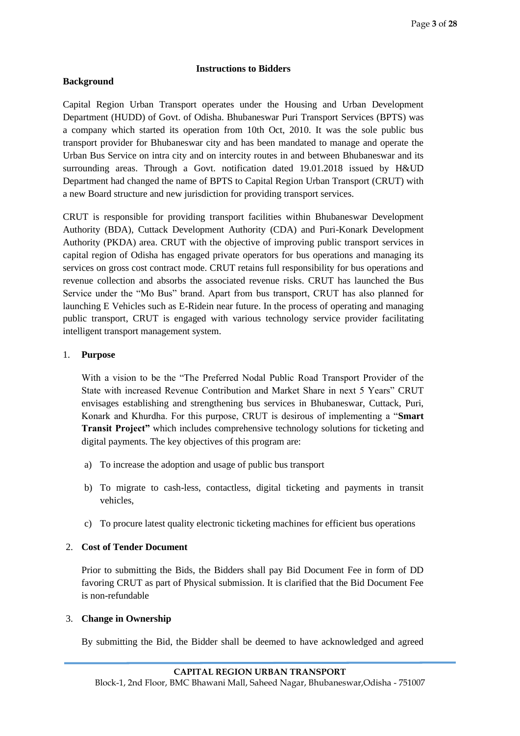## Instructions to Bidders

### Background

Capital Region Urban Transport operates under the Housing and Urban Development Department (HUDD) of Govt. of Odisha. Bhubaneswar Puri Transport Services (BPTS) was a company which started its operation from 10th Oct, 2010. It was the sole public bus transport provider for Bhubaneswar city and has been mandated to manage and operate the Urban Bus Service on intra city and on intercity routes in and between Bhubaneswar and its surrounding areas. Through a Govt. notification dated 19.01.2018 issued by H&UD Department had changed the name of BPTS to Capital Region Urban Transport (CRUT) with a new Board structure and new jurisdiction for providing transport services.

CRUT is responsible for providing transport facilities within Bhubaneswar Development Authority (BDA), Cuttack Development Authority (CDA) and Puri-Konark Development Authority (PKDA) area. CRUT with the objective of improving public transport services in capital region of Odisha has engaged private operators for bus operations and managing its services on gross cost contract mode. CRUT retains full responsibility for bus operations and revenue collection and absorbs the associated revenue risks. CRUT has launched the Bus Service under the "Mo Bus" brand. Apart from bus transport, CRUT has also planned for launching E Vehicles such as E-Ridein near future. In the process of operating and managing public transport, CRUT is engaged with various technology service provider facilitating intelligent transport management system.

1. **Purpose**

   With a vision to be the "The Preferred Nodal Public Road Transport Provider of the State with increased Revenue Contribution and Market Share in next 5 Years" CRUT envisages establishing and strengthening bus services in Bhubaneswar, Cuttack, Puri, Konark and Khurdha. For this purpose, CRUT is desirous of implementing a "**Smart Transit Project"** which includes comprehensive technology solutions for ticketing and digital payments. The key objectives of this program are:

   a) To increase the adoption and usage of public bus transport

   b) To migrate to cash-less, contactless, digital ticketing and payments in transit vehicles,

   c) To procure latest quality electronic ticketing machines for efficient bus operations

2. **Cost of Tender Document**

   Prior to submitting the Bids, the Bidders shall pay Bid Document Fee in form of DD favoring CRUT as part of Physical submission. It is clarified that the Bid Document Fee is non-refundable

3. **Change in Ownership**

   By submitting the Bid, the Bidder shall be deemed to have acknowledged and agreed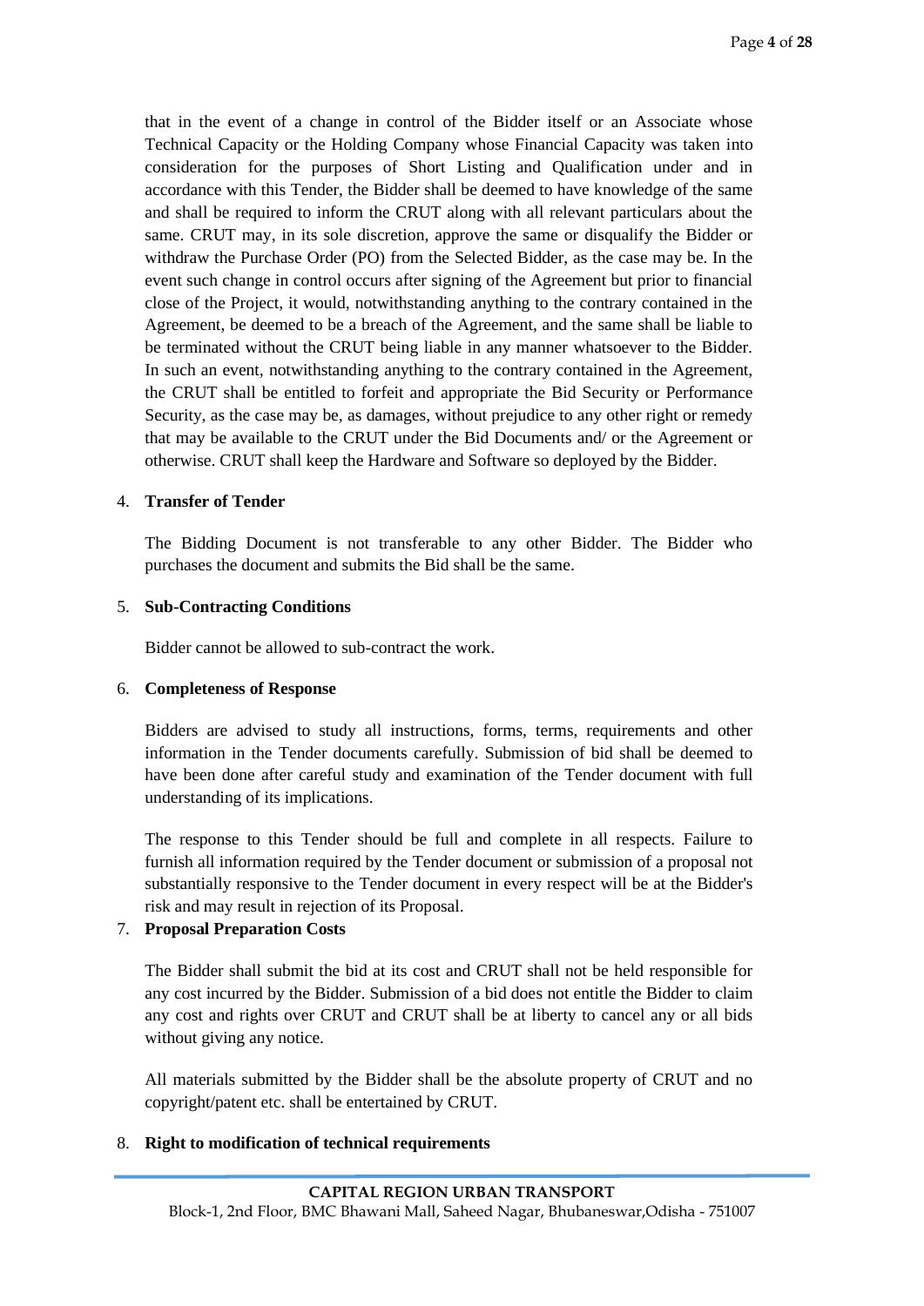that in the event of a change in control of the Bidder itself or an Associate whose Technical Capacity or the Holding Company whose Financial Capacity was taken into consideration for the purposes of Short Listing and Qualification under and in accordance with this Tender, the Bidder shall be deemed to have knowledge of the same and shall be required to inform the CRUT along with all relevant particulars about the same. CRUT may, in its sole discretion, approve the same or disqualify the Bidder or withdraw the Purchase Order (PO) from the Selected Bidder, as the case may be. In the event such change in control occurs after signing of the Agreement but prior to financial close of the Project, it would, notwithstanding anything to the contrary contained in the Agreement, be deemed to be a breach of the Agreement, and the same shall be liable to be terminated without the CRUT being liable in any manner whatsoever to the Bidder. In such an event, notwithstanding anything to the contrary contained in the Agreement, the CRUT shall be entitled to forfeit and appropriate the Bid Security or Performance Security, as the case may be, as damages, without prejudice to any other right or remedy that may be available to the CRUT under the Bid Documents and/ or the Agreement or otherwise. CRUT shall keep the Hardware and Software so deployed by the Bidder.

4. **Transfer of Tender**

   The Bidding Document is not transferable to any other Bidder. The Bidder who purchases the document and submits the Bid shall be the same.

5. **Sub-Contracting Conditions**

   Bidder cannot be allowed to sub-contract the work.

6. **Completeness of Response**

   Bidders are advised to study all instructions, forms, terms, requirements and other information in the Tender documents carefully. Submission of bid shall be deemed to have been done after careful study and examination of the Tender document with full understanding of its implications.

   The response to this Tender should be full and complete in all respects. Failure to furnish all information required by the Tender document or submission of a proposal not substantially responsive to the Tender document in every respect will be at the Bidder's risk and may result in rejection of its Proposal.

7. **Proposal Preparation Costs**

   The Bidder shall submit the bid at its cost and CRUT shall not be held responsible for any cost incurred by the Bidder. Submission of a bid does not entitle the Bidder to claim any cost and rights over CRUT and CRUT shall be at liberty to cancel any or all bids without giving any notice.

   All materials submitted by the Bidder shall be the absolute property of CRUT and no copyright/patent etc. shall be entertained by CRUT.

8. **Right to modification of technical requirements**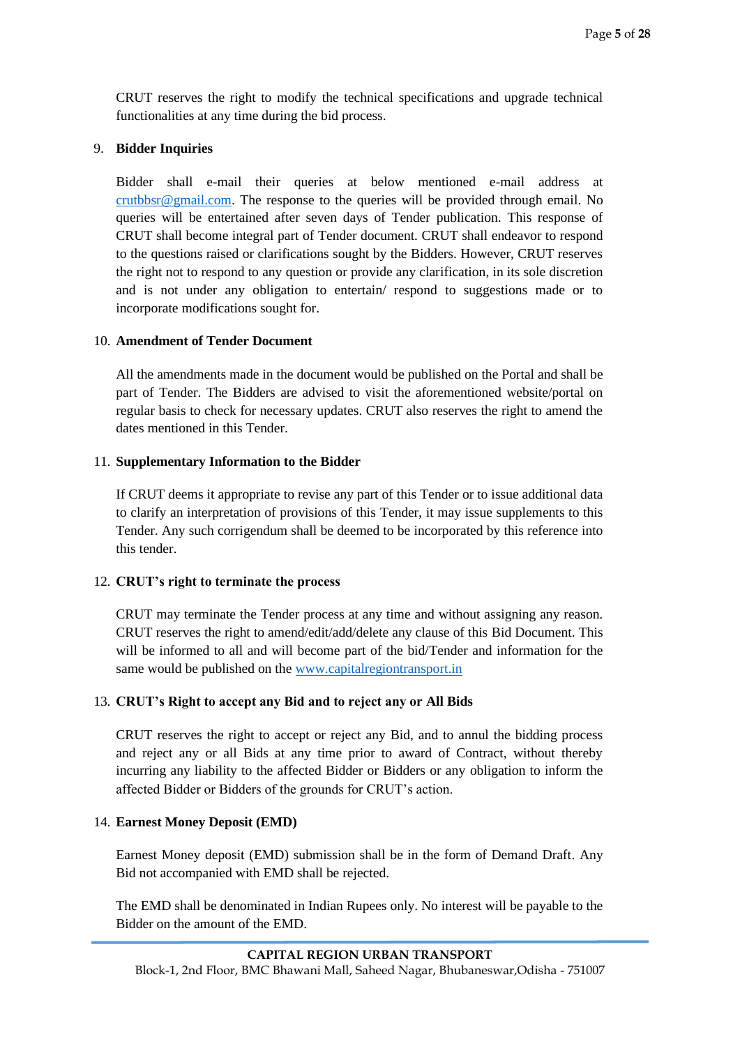CRUT reserves the right to modify the technical specifications and upgrade technical functionalities at any time during the bid process.

9. **Bidder Inquiries**

   Bidder shall e-mail their queries at below mentioned e-mail address at crutbbsr@gmail.com. The response to the queries will be provided through email. No queries will be entertained after seven days of Tender publication. This response of CRUT shall become integral part of Tender document. CRUT shall endeavor to respond to the questions raised or clarifications sought by the Bidders. However, CRUT reserves the right not to respond to any question or provide any clarification, in its sole discretion and is not under any obligation to entertain/ respond to suggestions made or to incorporate modifications sought for.

10. **Amendment of Tender Document**

    All the amendments made in the document would be published on the Portal and shall be part of Tender. The Bidders are advised to visit the aforementioned website/portal on regular basis to check for necessary updates. CRUT also reserves the right to amend the dates mentioned in this Tender.

11. **Supplementary Information to the Bidder**

    If CRUT deems it appropriate to revise any part of this Tender or to issue additional data to clarify an interpretation of provisions of this Tender, it may issue supplements to this Tender. Any such corrigendum shall be deemed to be incorporated by this reference into this tender.

12. **CRUT's right to terminate the process**

    CRUT may terminate the Tender process at any time and without assigning any reason. CRUT reserves the right to amend/edit/add/delete any clause of this Bid Document. This will be informed to all and will become part of the bid/Tender and information for the same would be published on the www.capitalregiontransport.in

13. **CRUT's Right to accept any Bid and to reject any or All Bids**

    CRUT reserves the right to accept or reject any Bid, and to annul the bidding process and reject any or all Bids at any time prior to award of Contract, without thereby incurring any liability to the affected Bidder or Bidders or any obligation to inform the affected Bidder or Bidders of the grounds for CRUT's action.

14. **Earnest Money Deposit (EMD)**

    Earnest Money deposit (EMD) submission shall be in the form of Demand Draft. Any Bid not accompanied with EMD shall be rejected.

    The EMD shall be denominated in Indian Rupees only. No interest will be payable to the Bidder on the amount of the EMD.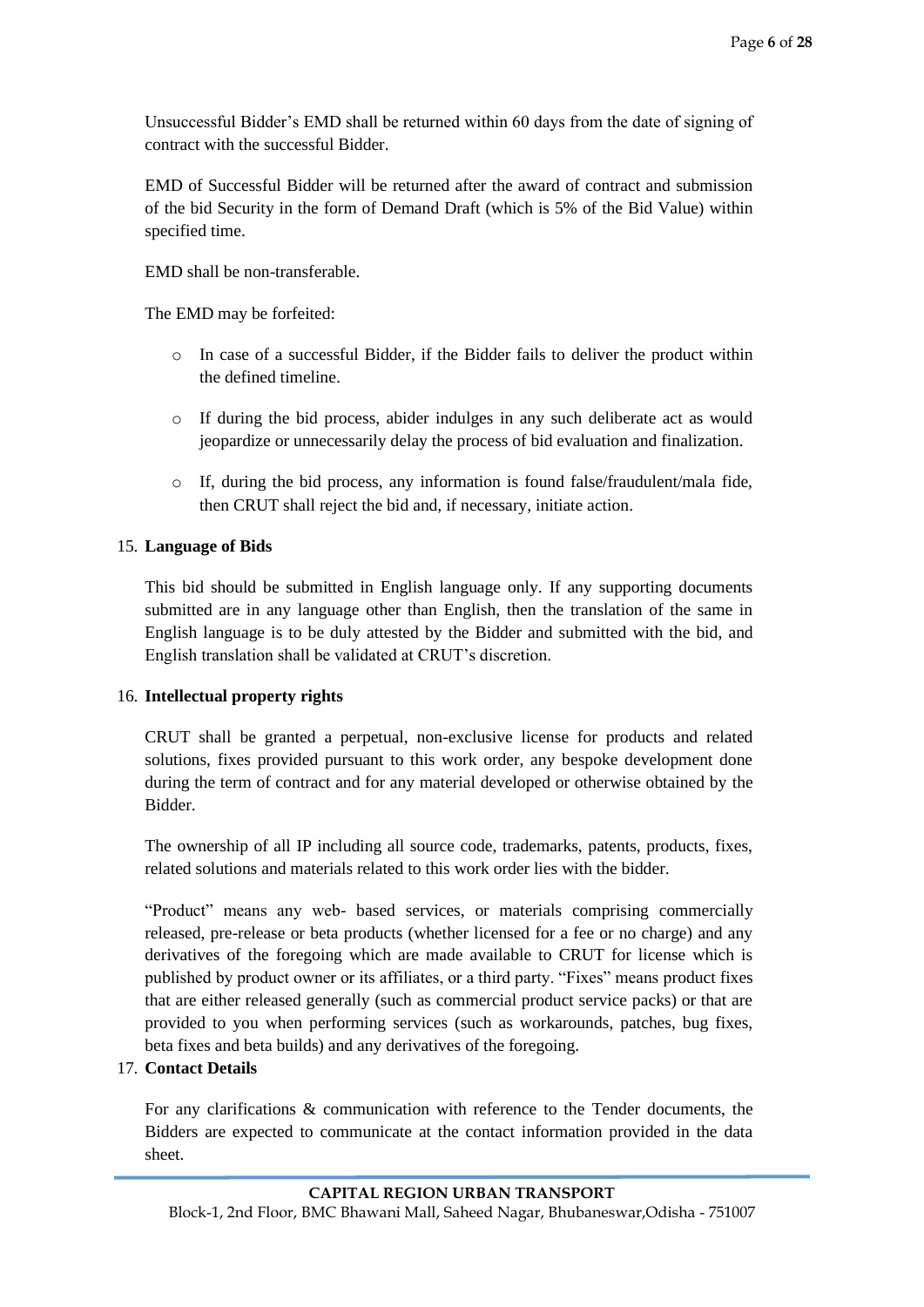Unsuccessful Bidder's EMD shall be returned within 60 days from the date of signing of contract with the successful Bidder.

EMD of Successful Bidder will be returned after the award of contract and submission of the bid Security in the form of Demand Draft (which is 5% of the Bid Value) within specified time.

EMD shall be non-transferable.

The EMD may be forfeited:

- In case of a successful Bidder, if the Bidder fails to deliver the product within the defined timeline.
- If during the bid process, abider indulges in any such deliberate act as would jeopardize or unnecessarily delay the process of bid evaluation and finalization.
- If, during the bid process, any information is found false/fraudulent/mala fide, then CRUT shall reject the bid and, if necessary, initiate action.

15. **Language of Bids**

This bid should be submitted in English language only. If any supporting documents submitted are in any language other than English, then the translation of the same in English language is to be duly attested by the Bidder and submitted with the bid, and English translation shall be validated at CRUT's discretion.

16. **Intellectual property rights**

CRUT shall be granted a perpetual, non-exclusive license for products and related solutions, fixes provided pursuant to this work order, any bespoke development done during the term of contract and for any material developed or otherwise obtained by the Bidder.

The ownership of all IP including all source code, trademarks, patents, products, fixes, related solutions and materials related to this work order lies with the bidder.

"Product" means any web- based services, or materials comprising commercially released, pre-release or beta products (whether licensed for a fee or no charge) and any derivatives of the foregoing which are made available to CRUT for license which is published by product owner or its affiliates, or a third party. "Fixes" means product fixes that are either released generally (such as commercial product service packs) or that are provided to you when performing services (such as workarounds, patches, bug fixes, beta fixes and beta builds) and any derivatives of the foregoing.

17. **Contact Details**

For any clarifications & communication with reference to the Tender documents, the Bidders are expected to communicate at the contact information provided in the data sheet.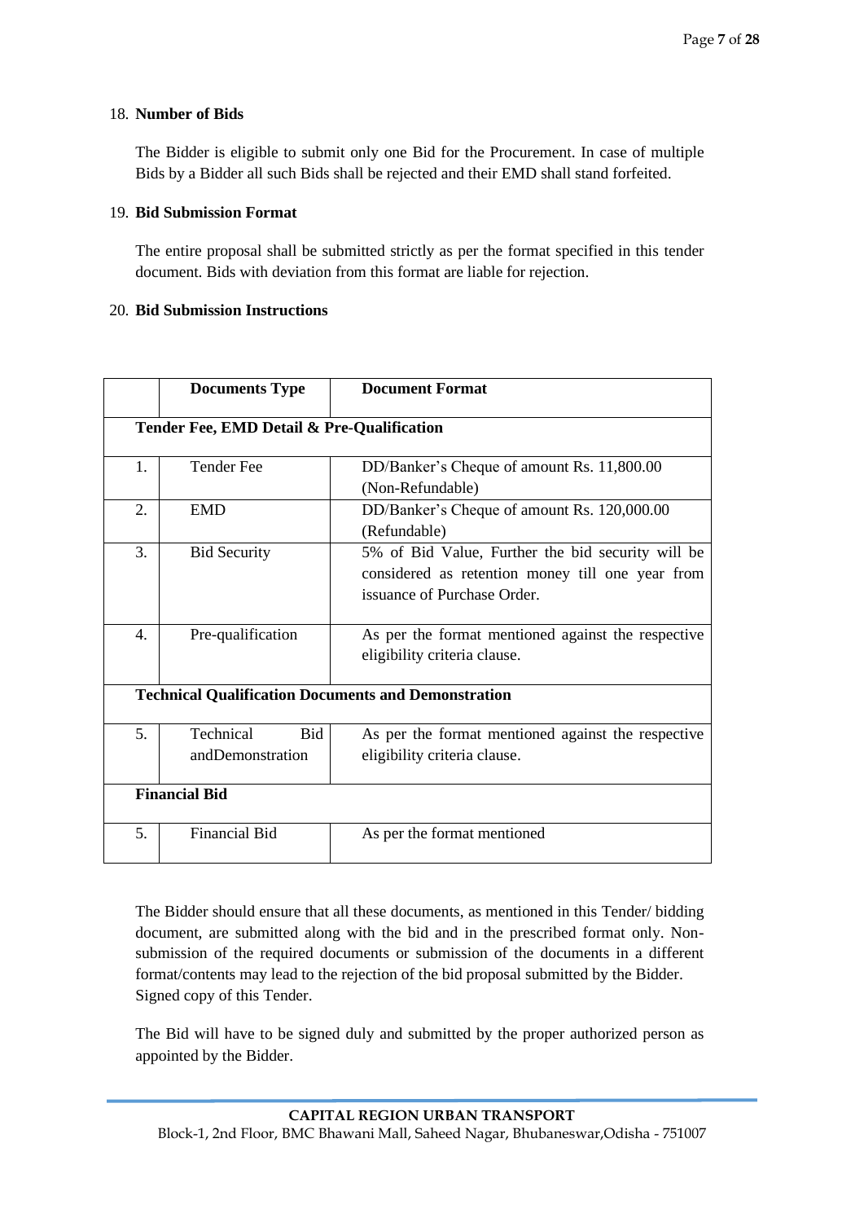18. **Number of Bids**

    The Bidder is eligible to submit only one Bid for the Procurement. In case of multiple Bids by a Bidder all such Bids shall be rejected and their EMD shall stand forfeited.

19. **Bid Submission Format**

    The entire proposal shall be submitted strictly as per the format specified in this tender document. Bids with deviation from this format are liable for rejection.

20. **Bid Submission Instructions**

| | **Documents Type** | **Document Format** |
|---|---|---|
| | **Tender Fee, EMD Detail & Pre-Qualification** | |
| 1. | Tender Fee | DD/Banker's Cheque of amount Rs. 11,800.00 (Non-Refundable) |
| 2. | EMD | DD/Banker's Cheque of amount Rs. 120,000.00 (Refundable) |
| 3. | Bid Security | 5% of Bid Value, Further the bid security will be considered as retention money till one year from issuance of Purchase Order. |
| 4. | Pre-qualification | As per the format mentioned against the respective eligibility criteria clause. |
| | **Technical Qualification Documents and Demonstration** | |
| 5. | Technical Bid andDemonstration | As per the format mentioned against the respective eligibility criteria clause. |
| | **Financial Bid** | |
| 5. | Financial Bid | As per the format mentioned |

The Bidder should ensure that all these documents, as mentioned in this Tender/ bidding document, are submitted along with the bid and in the prescribed format only. Non-submission of the required documents or submission of the documents in a different format/contents may lead to the rejection of the bid proposal submitted by the Bidder. Signed copy of this Tender.

The Bid will have to be signed duly and submitted by the proper authorized person as appointed by the Bidder.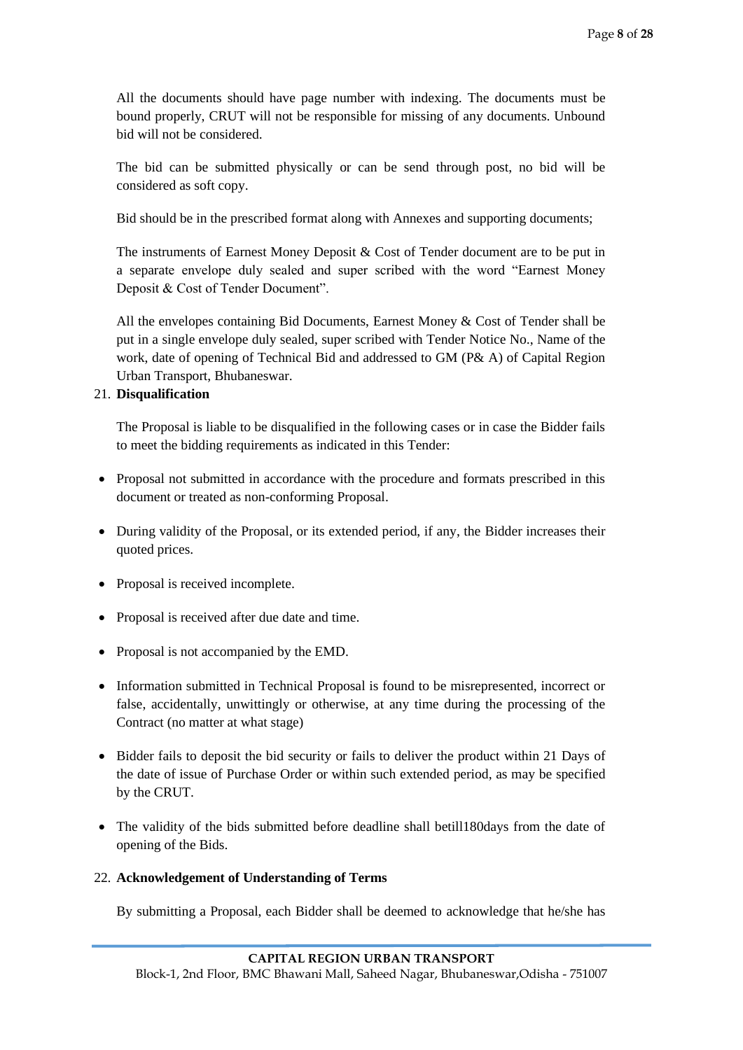All the documents should have page number with indexing. The documents must be bound properly, CRUT will not be responsible for missing of any documents. Unbound bid will not be considered.

The bid can be submitted physically or can be send through post, no bid will be considered as soft copy.

Bid should be in the prescribed format along with Annexes and supporting documents;

The instruments of Earnest Money Deposit & Cost of Tender document are to be put in a separate envelope duly sealed and super scribed with the word "Earnest Money Deposit & Cost of Tender Document".

All the envelopes containing Bid Documents, Earnest Money & Cost of Tender shall be put in a single envelope duly sealed, super scribed with Tender Notice No., Name of the work, date of opening of Technical Bid and addressed to GM (P& A) of Capital Region Urban Transport, Bhubaneswar.

21. **Disqualification**

The Proposal is liable to be disqualified in the following cases or in case the Bidder fails to meet the bidding requirements as indicated in this Tender:

- Proposal not submitted in accordance with the procedure and formats prescribed in this document or treated as non-conforming Proposal.
- During validity of the Proposal, or its extended period, if any, the Bidder increases their quoted prices.
- Proposal is received incomplete.
- Proposal is received after due date and time.
- Proposal is not accompanied by the EMD.
- Information submitted in Technical Proposal is found to be misrepresented, incorrect or false, accidentally, unwittingly or otherwise, at any time during the processing of the Contract (no matter at what stage)
- Bidder fails to deposit the bid security or fails to deliver the product within 21 Days of the date of issue of Purchase Order or within such extended period, as may be specified by the CRUT.
- The validity of the bids submitted before deadline shall betill180days from the date of opening of the Bids.

22. **Acknowledgement of Understanding of Terms**

By submitting a Proposal, each Bidder shall be deemed to acknowledge that he/she has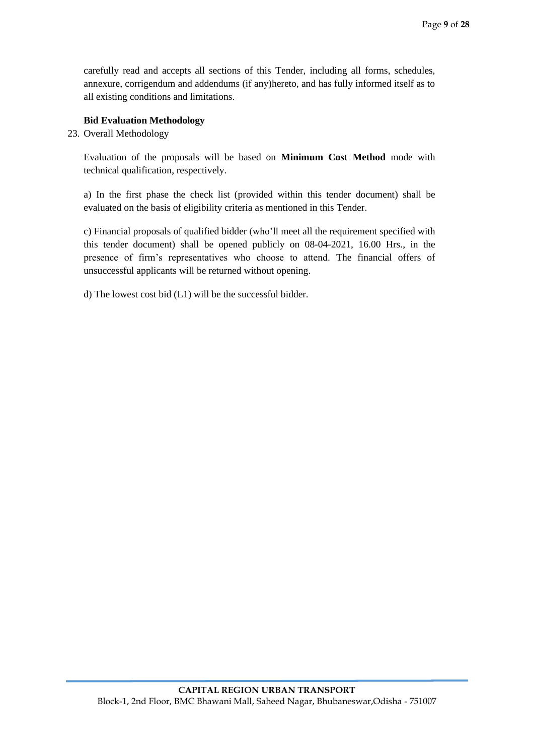carefully read and accepts all sections of this Tender, including all forms, schedules, annexure, corrigendum and addendums (if any)hereto, and has fully informed itself as to all existing conditions and limitations.

**Bid Evaluation Methodology**

23. Overall Methodology

Evaluation of the proposals will be based on **Minimum Cost Method** mode with technical qualification, respectively.

a) In the first phase the check list (provided within this tender document) shall be evaluated on the basis of eligibility criteria as mentioned in this Tender.

c) Financial proposals of qualified bidder (who'll meet all the requirement specified with this tender document) shall be opened publicly on 08-04-2021, 16.00 Hrs., in the presence of firm's representatives who choose to attend. The financial offers of unsuccessful applicants will be returned without opening.

d) The lowest cost bid (L1) will be the successful bidder.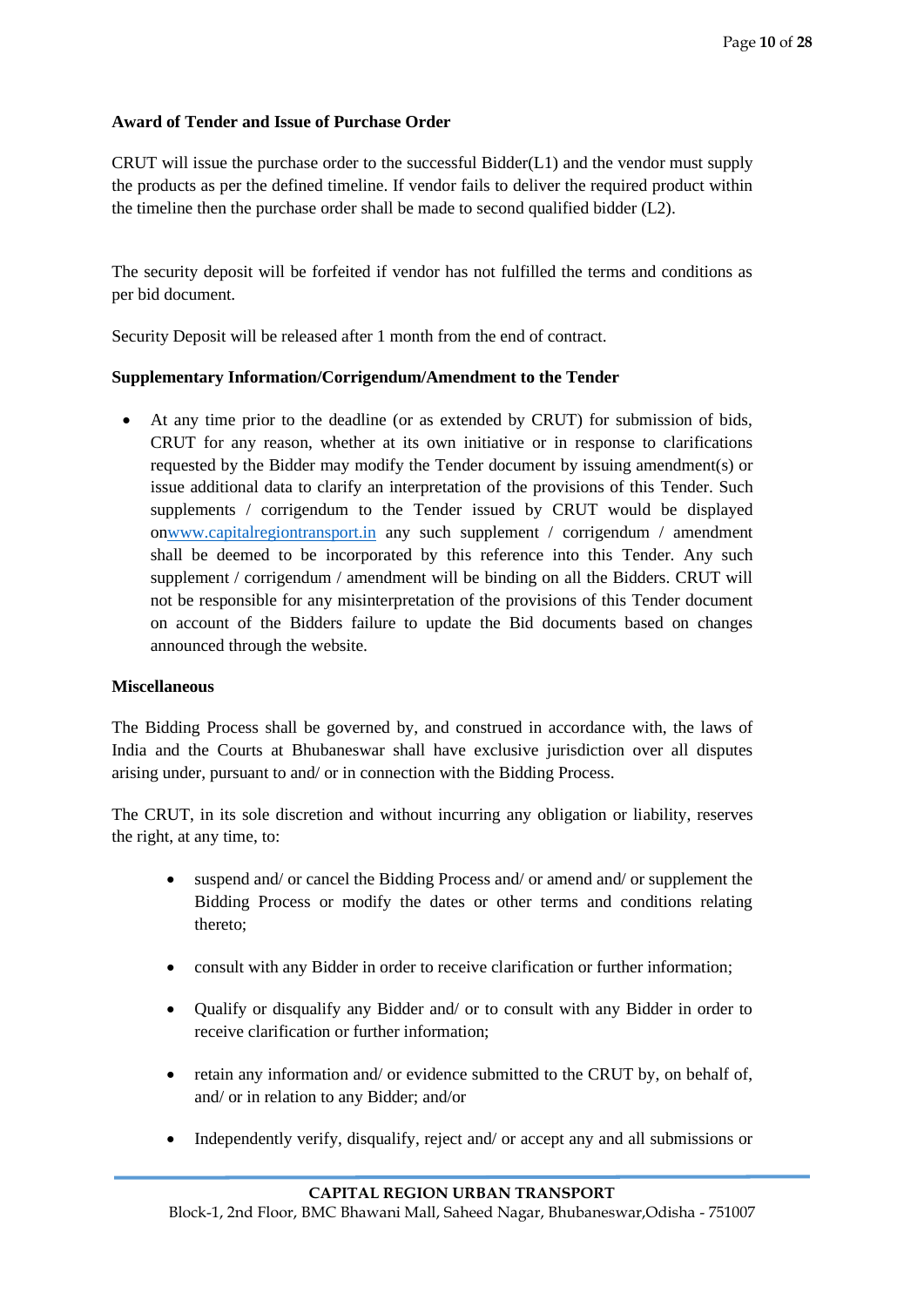**Award of Tender and Issue of Purchase Order**

CRUT will issue the purchase order to the successful Bidder(L1) and the vendor must supply the products as per the defined timeline. If vendor fails to deliver the required product within the timeline then the purchase order shall be made to second qualified bidder (L2).

The security deposit will be forfeited if vendor has not fulfilled the terms and conditions as per bid document.

Security Deposit will be released after 1 month from the end of contract.

**Supplementary Information/Corrigendum/Amendment to the Tender**

- At any time prior to the deadline (or as extended by CRUT) for submission of bids, CRUT for any reason, whether at its own initiative or in response to clarifications requested by the Bidder may modify the Tender document by issuing amendment(s) or issue additional data to clarify an interpretation of the provisions of this Tender. Such supplements / corrigendum to the Tender issued by CRUT would be displayed onwww.capitalregiontransport.in any such supplement / corrigendum / amendment shall be deemed to be incorporated by this reference into this Tender. Any such supplement / corrigendum / amendment will be binding on all the Bidders. CRUT will not be responsible for any misinterpretation of the provisions of this Tender document on account of the Bidders failure to update the Bid documents based on changes announced through the website.

**Miscellaneous**

The Bidding Process shall be governed by, and construed in accordance with, the laws of India and the Courts at Bhubaneswar shall have exclusive jurisdiction over all disputes arising under, pursuant to and/ or in connection with the Bidding Process.

The CRUT, in its sole discretion and without incurring any obligation or liability, reserves the right, at any time, to:

- suspend and/ or cancel the Bidding Process and/ or amend and/ or supplement the Bidding Process or modify the dates or other terms and conditions relating thereto;
- consult with any Bidder in order to receive clarification or further information;
- Qualify or disqualify any Bidder and/ or to consult with any Bidder in order to receive clarification or further information;
- retain any information and/ or evidence submitted to the CRUT by, on behalf of, and/ or in relation to any Bidder; and/or
- Independently verify, disqualify, reject and/ or accept any and all submissions or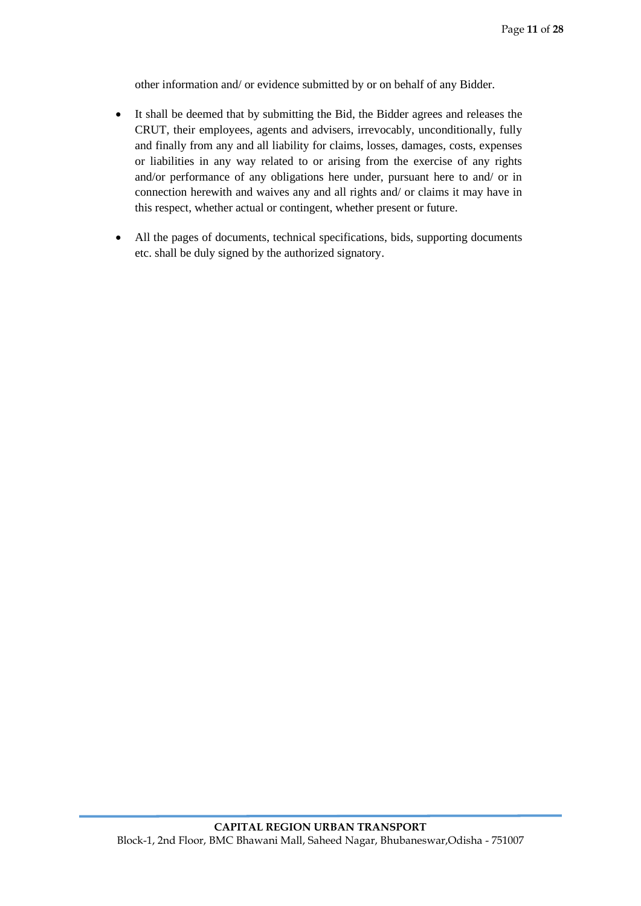other information and/ or evidence submitted by or on behalf of any Bidder.

- It shall be deemed that by submitting the Bid, the Bidder agrees and releases the CRUT, their employees, agents and advisers, irrevocably, unconditionally, fully and finally from any and all liability for claims, losses, damages, costs, expenses or liabilities in any way related to or arising from the exercise of any rights and/or performance of any obligations here under, pursuant here to and/ or in connection herewith and waives any and all rights and/ or claims it may have in this respect, whether actual or contingent, whether present or future.
- All the pages of documents, technical specifications, bids, supporting documents etc. shall be duly signed by the authorized signatory.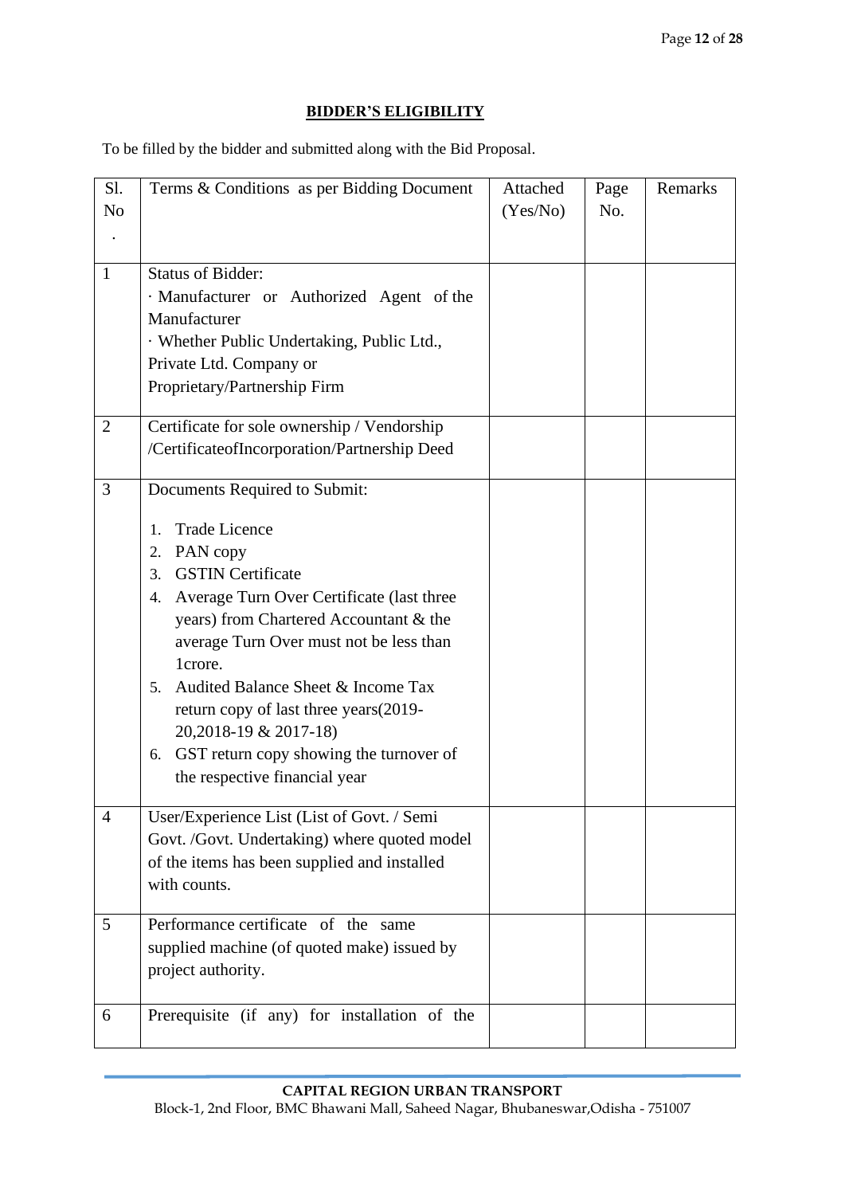## BIDDER'S ELIGIBILITY

To be filled by the bidder and submitted along with the Bid Proposal.

| Sl. No. | Terms & Conditions as per Bidding Document | Attached (Yes/No) | Page No. | Remarks |
|---|---|---|---|---|
| 1 | Status of Bidder:<br>· Manufacturer or Authorized Agent of the Manufacturer<br>· Whether Public Undertaking, Public Ltd., Private Ltd. Company or Proprietary/Partnership Firm | | | |
| 2 | Certificate for sole ownership / Vendorship /CertificateofIncorporation/Partnership Deed | | | |
| 3 | Documents Required to Submit:<br>1. Trade Licence<br>2. PAN copy<br>3. GSTIN Certificate<br>4. Average Turn Over Certificate (last three years) from Chartered Accountant & the average Turn Over must not be less than 1crore.<br>5. Audited Balance Sheet & Income Tax return copy of last three years(2019-20,2018-19 & 2017-18)<br>6. GST return copy showing the turnover of the respective financial year | | | |
| 4 | User/Experience List (List of Govt. / Semi Govt. /Govt. Undertaking) where quoted model of the items has been supplied and installed with counts. | | | |
| 5 | Performance certificate of the same supplied machine (of quoted make) issued by project authority. | | | |
| 6 | Prerequisite (if any) for installation of the | | | |

**CAPITAL REGION URBAN TRANSPORT**
Block-1, 2nd Floor, BMC Bhawani Mall, Saheed Nagar, Bhubaneswar,Odisha - 751007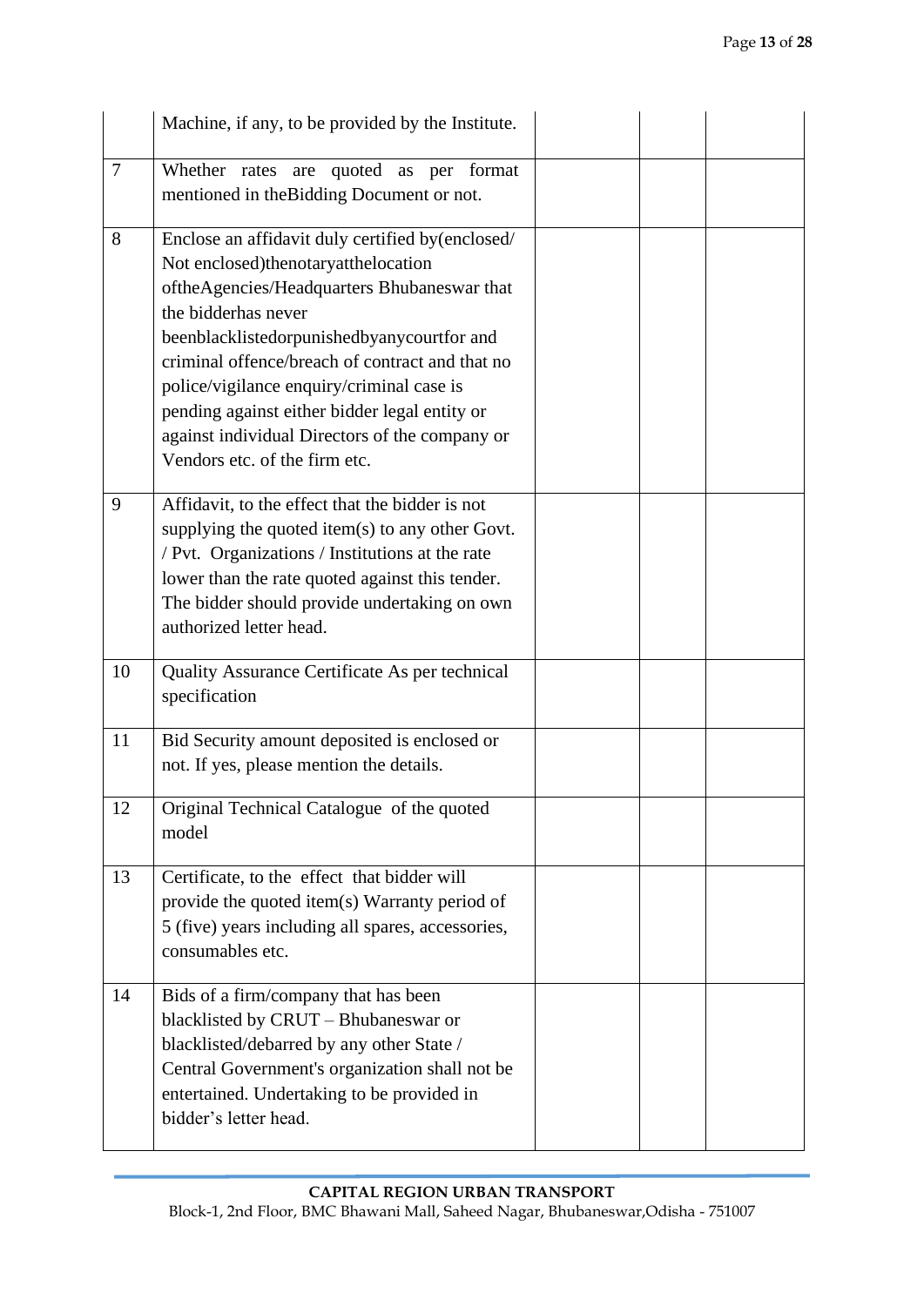| | | | | |
|---|---|---|---|---|
| | Machine, if any, to be provided by the Institute. | | | |
| 7 | Whether rates are quoted as per format mentioned in theBidding Document or not. | | | |
| 8 | Enclose an affidavit duly certified by(enclosed/ Not enclosed)thenotaryatthelocation oftheAgencies/Headquarters Bhubaneswar that the bidderhas never beenblacklistedorpunishedbyanycourtfor and criminal offence/breach of contract and that no police/vigilance enquiry/criminal case is pending against either bidder legal entity or against individual Directors of the company or Vendors etc. of the firm etc. | | | |
| 9 | Affidavit, to the effect that the bidder is not supplying the quoted item(s) to any other Govt. / Pvt. Organizations / Institutions at the rate lower than the rate quoted against this tender. The bidder should provide undertaking on own authorized letter head. | | | |
| 10 | Quality Assurance Certificate As per technical specification | | | |
| 11 | Bid Security amount deposited is enclosed or not. If yes, please mention the details. | | | |
| 12 | Original Technical Catalogue of the quoted model | | | |
| 13 | Certificate, to the effect that bidder will provide the quoted item(s) Warranty period of 5 (five) years including all spares, accessories, consumables etc. | | | |
| 14 | Bids of a firm/company that has been blacklisted by CRUT – Bhubaneswar or blacklisted/debarred by any other State / Central Government's organization shall not be entertained. Undertaking to be provided in bidder's letter head. | | | |

**CAPITAL REGION URBAN TRANSPORT**
Block-1, 2nd Floor, BMC Bhawani Mall, Saheed Nagar, Bhubaneswar,Odisha - 751007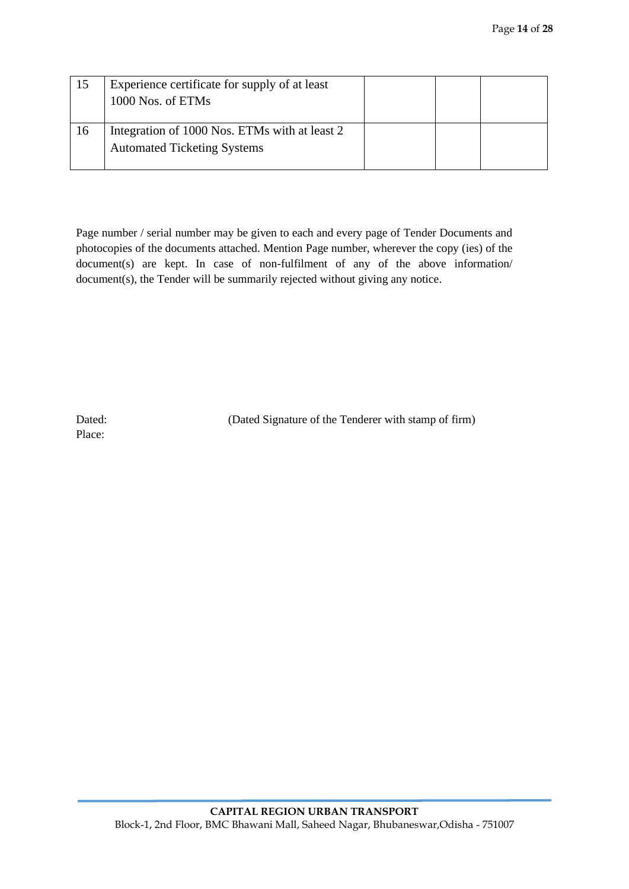| | | | | |
|---|---|---|---|---|
| 15 | Experience certificate for supply of at least 1000 Nos. of ETMs | | | |
| 16 | Integration of 1000 Nos. ETMs with at least 2 Automated Ticketing Systems | | | |

Page number / serial number may be given to each and every page of Tender Documents and photocopies of the documents attached. Mention Page number, wherever the copy (ies) of the document(s) are kept. In case of non-fulfilment of any of the above information/ document(s), the Tender will be summarily rejected without giving any notice.

Dated: (Dated Signature of the Tenderer with stamp of firm)

Place:

**CAPITAL REGION URBAN TRANSPORT**

Block-1, 2nd Floor, BMC Bhawani Mall, Saheed Nagar, Bhubaneswar,Odisha - 751007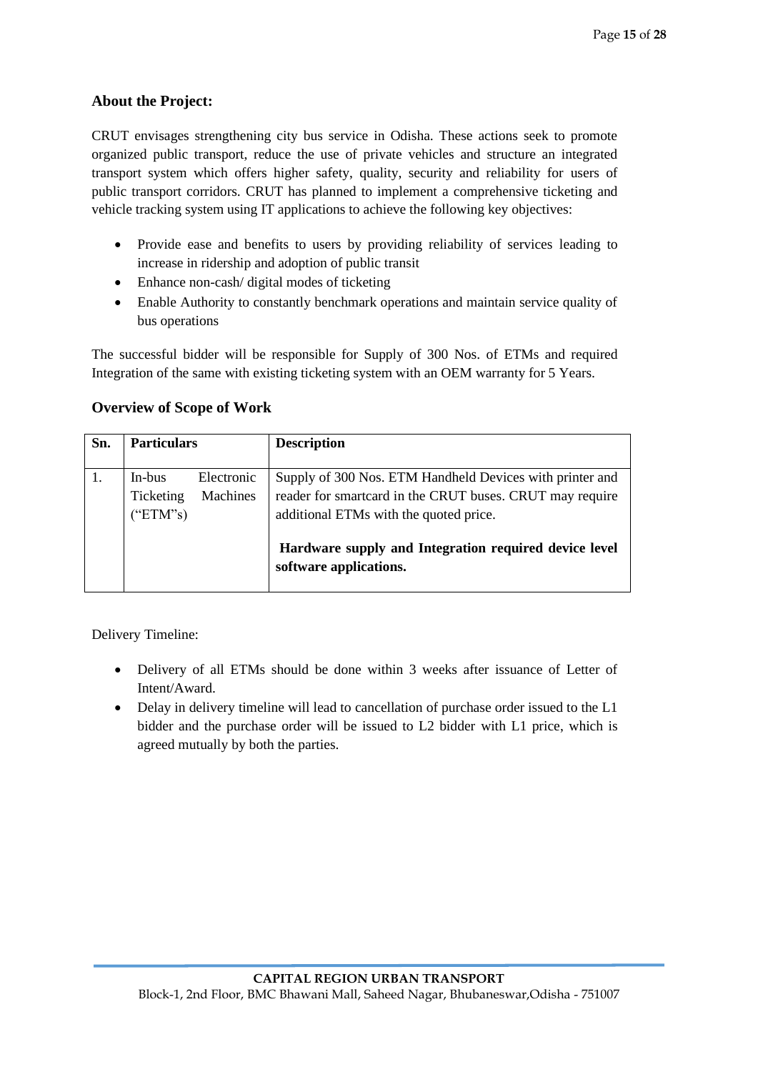## About the Project:

CRUT envisages strengthening city bus service in Odisha. These actions seek to promote organized public transport, reduce the use of private vehicles and structure an integrated transport system which offers higher safety, quality, security and reliability for users of public transport corridors. CRUT has planned to implement a comprehensive ticketing and vehicle tracking system using IT applications to achieve the following key objectives:

- Provide ease and benefits to users by providing reliability of services leading to increase in ridership and adoption of public transit
- Enhance non-cash/ digital modes of ticketing
- Enable Authority to constantly benchmark operations and maintain service quality of bus operations

The successful bidder will be responsible for Supply of 300 Nos. of ETMs and required Integration of the same with existing ticketing system with an OEM warranty for 5 Years.

## Overview of Scope of Work

| Sn. | Particulars | Description |
|---|---|---|
| 1. | In-bus Electronic Ticketing Machines ("ETM"s) | Supply of 300 Nos. ETM Handheld Devices with printer and reader for smartcard in the CRUT buses. CRUT may require additional ETMs with the quoted price.<br><br>**Hardware supply and Integration required device level software applications.** |

Delivery Timeline:

- Delivery of all ETMs should be done within 3 weeks after issuance of Letter of Intent/Award.
- Delay in delivery timeline will lead to cancellation of purchase order issued to the L1 bidder and the purchase order will be issued to L2 bidder with L1 price, which is agreed mutually by both the parties.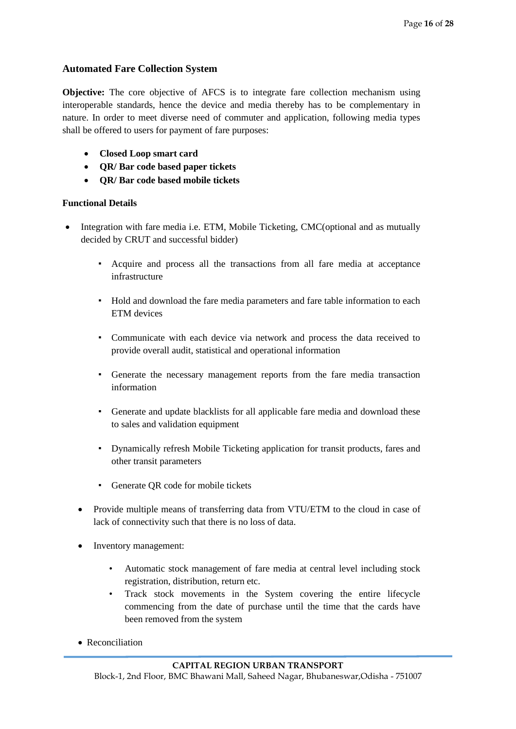### Automated Fare Collection System

**Objective:** The core objective of AFCS is to integrate fare collection mechanism using interoperable standards, hence the device and media thereby has to be complementary in nature. In order to meet diverse need of commuter and application, following media types shall be offered to users for payment of fare purposes:

- **Closed Loop smart card**
- **QR/ Bar code based paper tickets**
- **QR/ Bar code based mobile tickets**

**Functional Details**

- Integration with fare media i.e. ETM, Mobile Ticketing, CMC(optional and as mutually decided by CRUT and successful bidder)
  - Acquire and process all the transactions from all fare media at acceptance infrastructure
  - Hold and download the fare media parameters and fare table information to each ETM devices
  - Communicate with each device via network and process the data received to provide overall audit, statistical and operational information
  - Generate the necessary management reports from the fare media transaction information
  - Generate and update blacklists for all applicable fare media and download these to sales and validation equipment
  - Dynamically refresh Mobile Ticketing application for transit products, fares and other transit parameters
  - Generate QR code for mobile tickets
- Provide multiple means of transferring data from VTU/ETM to the cloud in case of lack of connectivity such that there is no loss of data.
- Inventory management:
  - Automatic stock management of fare media at central level including stock registration, distribution, return etc.
  - Track stock movements in the System covering the entire lifecycle commencing from the date of purchase until the time that the cards have been removed from the system
- Reconciliation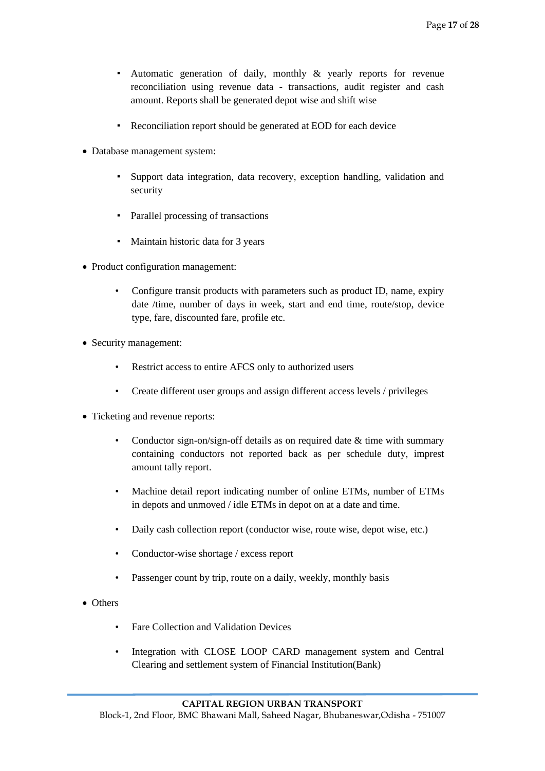- Automatic generation of daily, monthly & yearly reports for revenue reconciliation using revenue data - transactions, audit register and cash amount. Reports shall be generated depot wise and shift wise
  - Reconciliation report should be generated at EOD for each device

- Database management system:
  - Support data integration, data recovery, exception handling, validation and security
  - Parallel processing of transactions
  - Maintain historic data for 3 years

- Product configuration management:
  - Configure transit products with parameters such as product ID, name, expiry date /time, number of days in week, start and end time, route/stop, device type, fare, discounted fare, profile etc.

- Security management:
  - Restrict access to entire AFCS only to authorized users
  - Create different user groups and assign different access levels / privileges

- Ticketing and revenue reports:
  - Conductor sign-on/sign-off details as on required date & time with summary containing conductors not reported back as per schedule duty, imprest amount tally report.
  - Machine detail report indicating number of online ETMs, number of ETMs in depots and unmoved / idle ETMs in depot on at a date and time.
  - Daily cash collection report (conductor wise, route wise, depot wise, etc.)
  - Conductor-wise shortage / excess report
  - Passenger count by trip, route on a daily, weekly, monthly basis

- Others
  - Fare Collection and Validation Devices
  - Integration with CLOSE LOOP CARD management system and Central Clearing and settlement system of Financial Institution(Bank)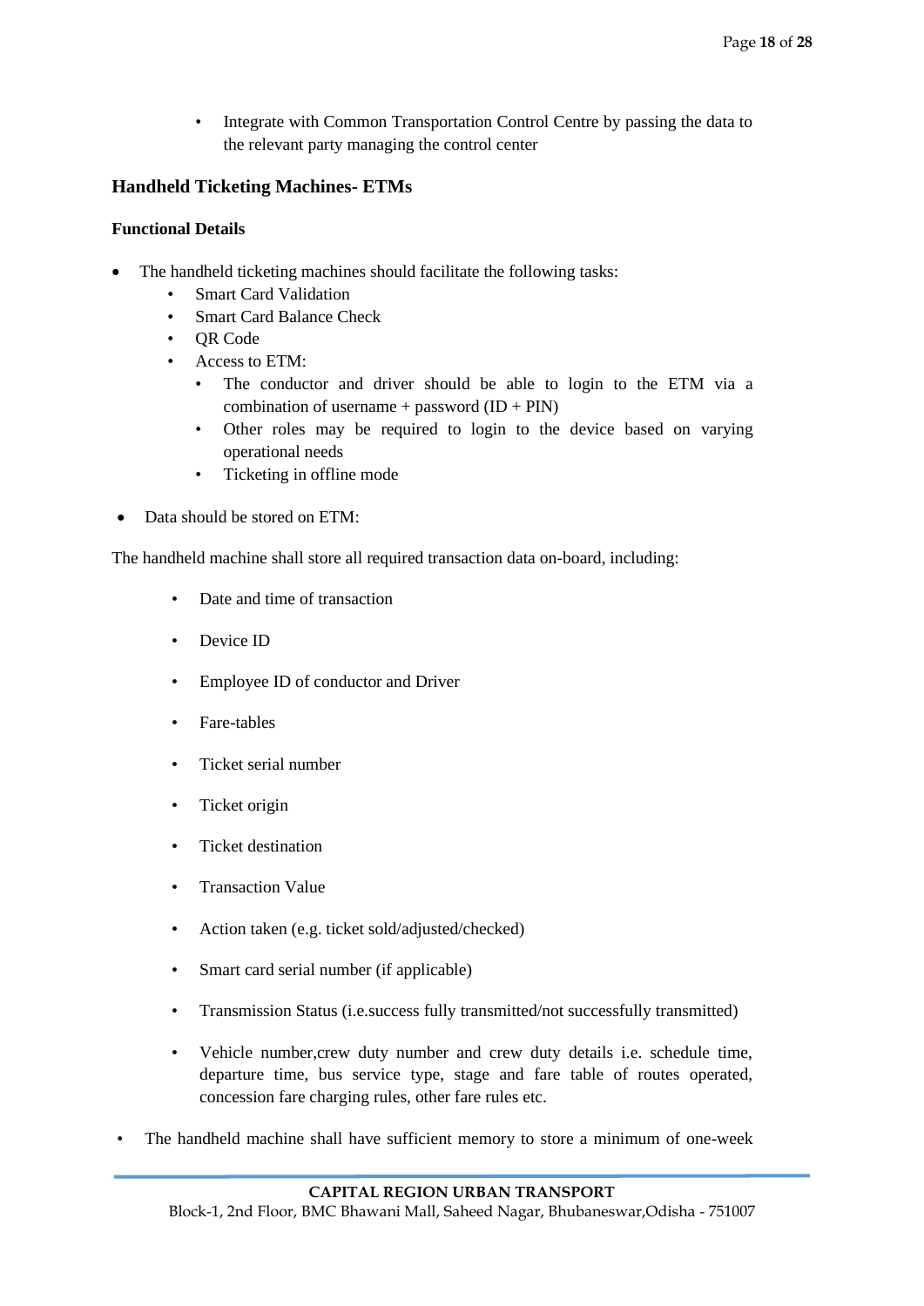- Integrate with Common Transportation Control Centre by passing the data to the relevant party managing the control center

## Handheld Ticketing Machines- ETMs

**Functional Details**

- The handheld ticketing machines should facilitate the following tasks:
  - Smart Card Validation
  - Smart Card Balance Check
  - QR Code
  - Access to ETM:
    - The conductor and driver should be able to login to the ETM via a combination of username + password (ID + PIN)
    - Other roles may be required to login to the device based on varying operational needs
    - Ticketing in offline mode

- Data should be stored on ETM:

The handheld machine shall store all required transaction data on-board, including:

- Date and time of transaction
- Device ID
- Employee ID of conductor and Driver
- Fare-tables
- Ticket serial number
- Ticket origin
- Ticket destination
- Transaction Value
- Action taken (e.g. ticket sold/adjusted/checked)
- Smart card serial number (if applicable)
- Transmission Status (i.e.success fully transmitted/not successfully transmitted)
- Vehicle number,crew duty number and crew duty details i.e. schedule time, departure time, bus service type, stage and fare table of routes operated, concession fare charging rules, other fare rules etc.

- The handheld machine shall have sufficient memory to store a minimum of one-week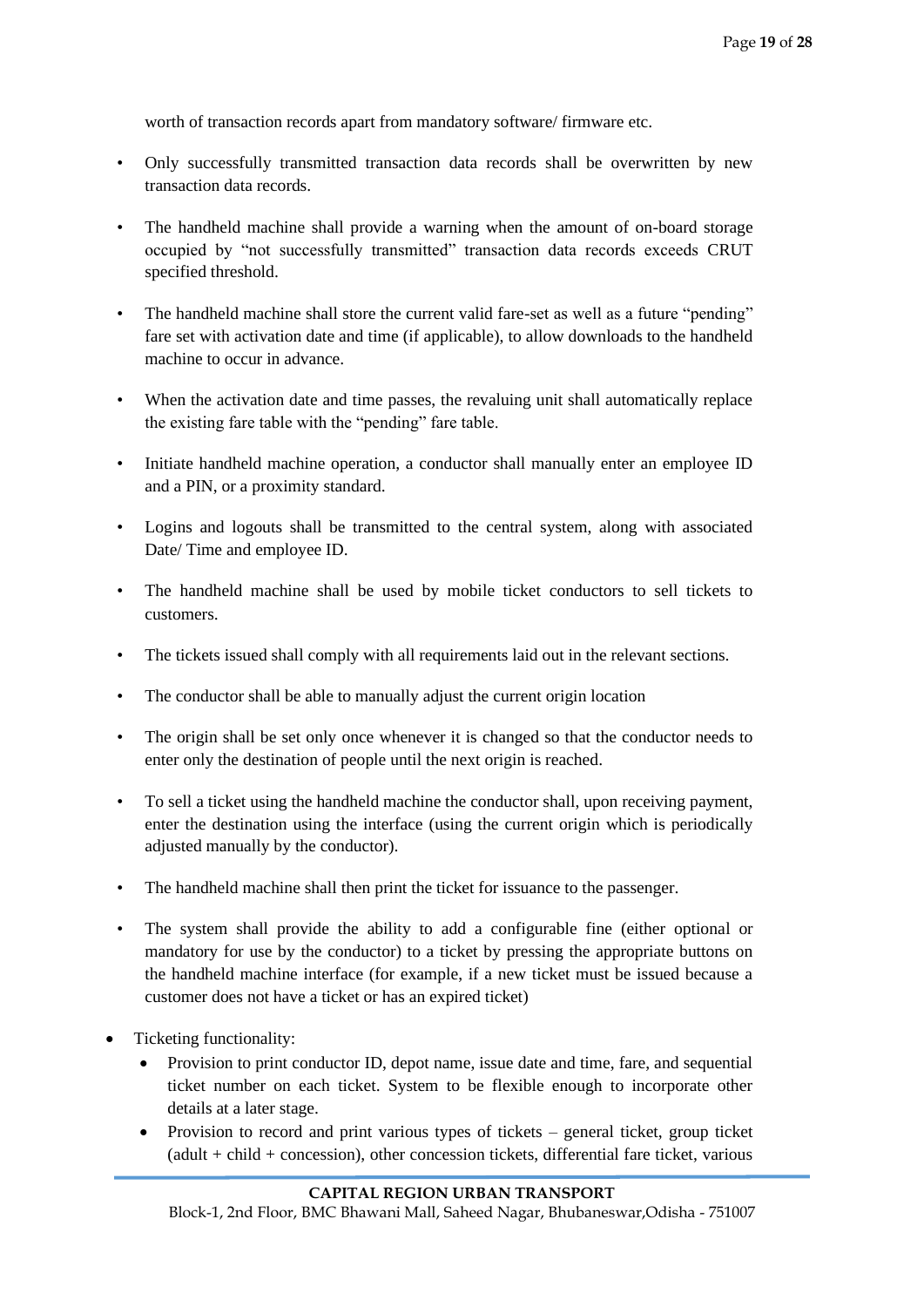worth of transaction records apart from mandatory software/ firmware etc.

- Only successfully transmitted transaction data records shall be overwritten by new transaction data records.
- The handheld machine shall provide a warning when the amount of on-board storage occupied by "not successfully transmitted" transaction data records exceeds CRUT specified threshold.
- The handheld machine shall store the current valid fare-set as well as a future "pending" fare set with activation date and time (if applicable), to allow downloads to the handheld machine to occur in advance.
- When the activation date and time passes, the revaluing unit shall automatically replace the existing fare table with the "pending" fare table.
- Initiate handheld machine operation, a conductor shall manually enter an employee ID and a PIN, or a proximity standard.
- Logins and logouts shall be transmitted to the central system, along with associated Date/ Time and employee ID.
- The handheld machine shall be used by mobile ticket conductors to sell tickets to customers.
- The tickets issued shall comply with all requirements laid out in the relevant sections.
- The conductor shall be able to manually adjust the current origin location
- The origin shall be set only once whenever it is changed so that the conductor needs to enter only the destination of people until the next origin is reached.
- To sell a ticket using the handheld machine the conductor shall, upon receiving payment, enter the destination using the interface (using the current origin which is periodically adjusted manually by the conductor).
- The handheld machine shall then print the ticket for issuance to the passenger.
- The system shall provide the ability to add a configurable fine (either optional or mandatory for use by the conductor) to a ticket by pressing the appropriate buttons on the handheld machine interface (for example, if a new ticket must be issued because a customer does not have a ticket or has an expired ticket)

- Ticketing functionality:
  - Provision to print conductor ID, depot name, issue date and time, fare, and sequential ticket number on each ticket. System to be flexible enough to incorporate other details at a later stage.
  - Provision to record and print various types of tickets – general ticket, group ticket (adult + child + concession), other concession tickets, differential fare ticket, various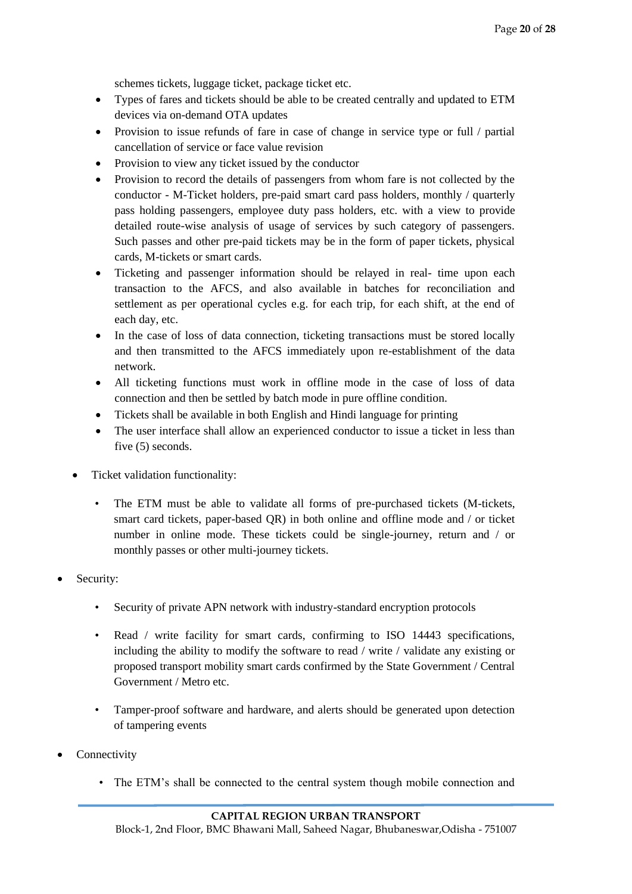schemes tickets, luggage ticket, package ticket etc.

- Types of fares and tickets should be able to be created centrally and updated to ETM devices via on-demand OTA updates
- Provision to issue refunds of fare in case of change in service type or full / partial cancellation of service or face value revision
- Provision to view any ticket issued by the conductor
- Provision to record the details of passengers from whom fare is not collected by the conductor - M-Ticket holders, pre-paid smart card pass holders, monthly / quarterly pass holding passengers, employee duty pass holders, etc. with a view to provide detailed route-wise analysis of usage of services by such category of passengers. Such passes and other pre-paid tickets may be in the form of paper tickets, physical cards, M-tickets or smart cards.
- Ticketing and passenger information should be relayed in real- time upon each transaction to the AFCS, and also available in batches for reconciliation and settlement as per operational cycles e.g. for each trip, for each shift, at the end of each day, etc.
- In the case of loss of data connection, ticketing transactions must be stored locally and then transmitted to the AFCS immediately upon re-establishment of the data network.
- All ticketing functions must work in offline mode in the case of loss of data connection and then be settled by batch mode in pure offline condition.
- Tickets shall be available in both English and Hindi language for printing
- The user interface shall allow an experienced conductor to issue a ticket in less than five (5) seconds.

- Ticket validation functionality:
  - The ETM must be able to validate all forms of pre-purchased tickets (M-tickets, smart card tickets, paper-based QR) in both online and offline mode and / or ticket number in online mode. These tickets could be single-journey, return and / or monthly passes or other multi-journey tickets.

- Security:
  - Security of private APN network with industry-standard encryption protocols
  - Read / write facility for smart cards, confirming to ISO 14443 specifications, including the ability to modify the software to read / write / validate any existing or proposed transport mobility smart cards confirmed by the State Government / Central Government / Metro etc.
  - Tamper-proof software and hardware, and alerts should be generated upon detection of tampering events

- Connectivity
  - The ETM's shall be connected to the central system though mobile connection and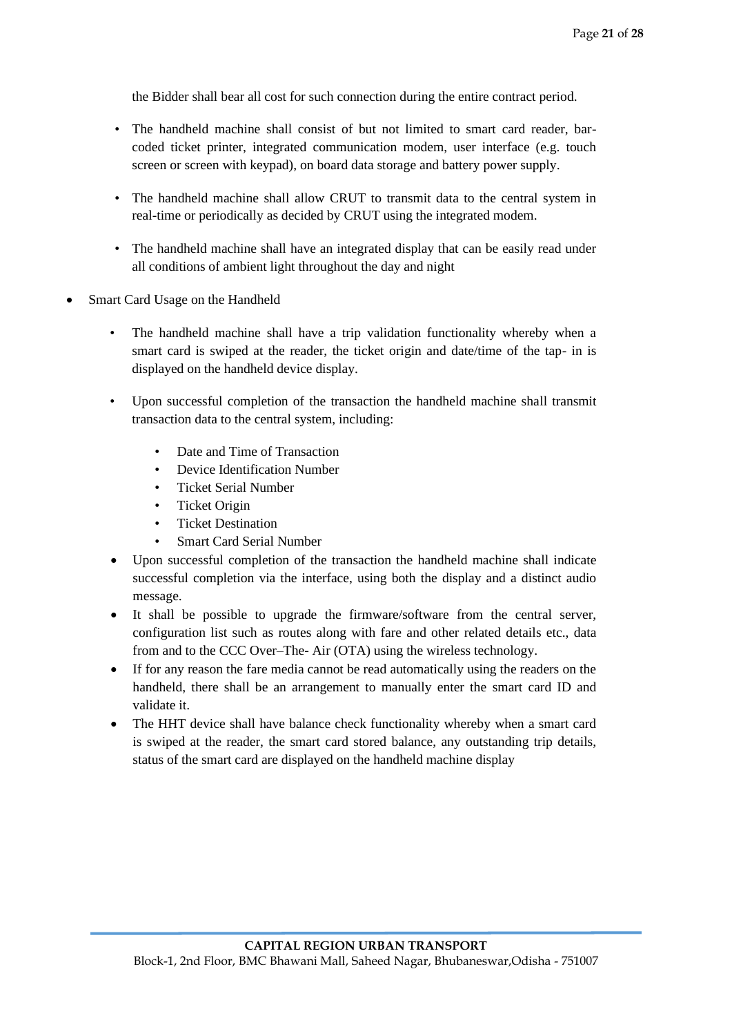the Bidder shall bear all cost for such connection during the entire contract period.

- The handheld machine shall consist of but not limited to smart card reader, bar-coded ticket printer, integrated communication modem, user interface (e.g. touch screen or screen with keypad), on board data storage and battery power supply.
- The handheld machine shall allow CRUT to transmit data to the central system in real-time or periodically as decided by CRUT using the integrated modem.
- The handheld machine shall have an integrated display that can be easily read under all conditions of ambient light throughout the day and night

- Smart Card Usage on the Handheld
  - The handheld machine shall have a trip validation functionality whereby when a smart card is swiped at the reader, the ticket origin and date/time of the tap- in is displayed on the handheld device display.
  - Upon successful completion of the transaction the handheld machine shall transmit transaction data to the central system, including:
    - Date and Time of Transaction
    - Device Identification Number
    - Ticket Serial Number
    - Ticket Origin
    - Ticket Destination
    - Smart Card Serial Number
  - Upon successful completion of the transaction the handheld machine shall indicate successful completion via the interface, using both the display and a distinct audio message.
  - It shall be possible to upgrade the firmware/software from the central server, configuration list such as routes along with fare and other related details etc., data from and to the CCC Over–The- Air (OTA) using the wireless technology.
  - If for any reason the fare media cannot be read automatically using the readers on the handheld, there shall be an arrangement to manually enter the smart card ID and validate it.
  - The HHT device shall have balance check functionality whereby when a smart card is swiped at the reader, the smart card stored balance, any outstanding trip details, status of the smart card are displayed on the handheld machine display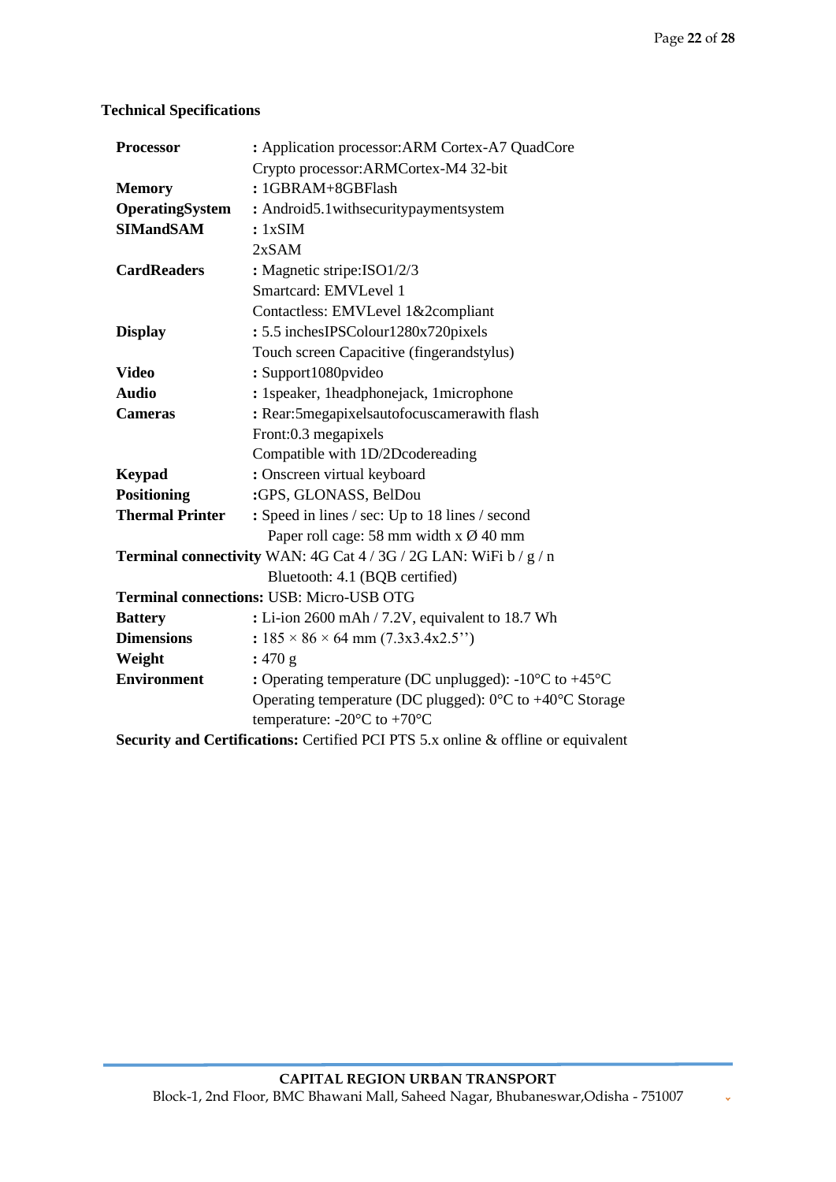**Technical Specifications**

| | |
|---|---|
| **Processor** | : Application processor:ARM Cortex-A7 QuadCore<br>Crypto processor:ARMCortex-M4 32-bit |
| **Memory** | : 1GBRAM+8GBFlash |
| **OperatingSystem** | : Android5.1withsecuritypaymentsystem |
| **SIMandSAM** | : 1xSIM<br>2xSAM |
| **CardReaders** | : Magnetic stripe:ISO1/2/3<br>Smartcard: EMVLevel 1<br>Contactless: EMVLevel 1&2compliant |
| **Display** | : 5.5 inchesIPSColour1280x720pixels<br>Touch screen Capacitive (fingerandstylus) |
| **Video** | : Support1080pvideo |
| **Audio** | : 1speaker, 1headphonejack, 1microphone |
| **Cameras** | : Rear:5megapixelsautofocuscamerawith flash<br>Front:0.3 megapixels<br>Compatible with 1D/2Dcodereading |
| **Keypad** | : Onscreen virtual keyboard |
| **Positioning** | :GPS, GLONASS, BelDou |
| **Thermal Printer** | : Speed in lines / sec: Up to 18 lines / second<br>Paper roll cage: 58 mm width x Ø 40 mm |

**Terminal connectivity** WAN: 4G Cat 4 / 3G / 2G LAN: WiFi b / g / n
Bluetooth: 4.1 (BQB certified)

**Terminal connections:** USB: Micro-USB OTG

| | |
|---|---|
| **Battery** | : Li-ion 2600 mAh / 7.2V, equivalent to 18.7 Wh |
| **Dimensions** | : 185 × 86 × 64 mm (7.3x3.4x2.5'') |
| **Weight** | : 470 g |
| **Environment** | : Operating temperature (DC unplugged): -10°C to +45°C<br>Operating temperature (DC plugged): 0°C to +40°C Storage temperature: -20°C to +70°C |

**Security and Certifications:** Certified PCI PTS 5.x online & offline or equivalent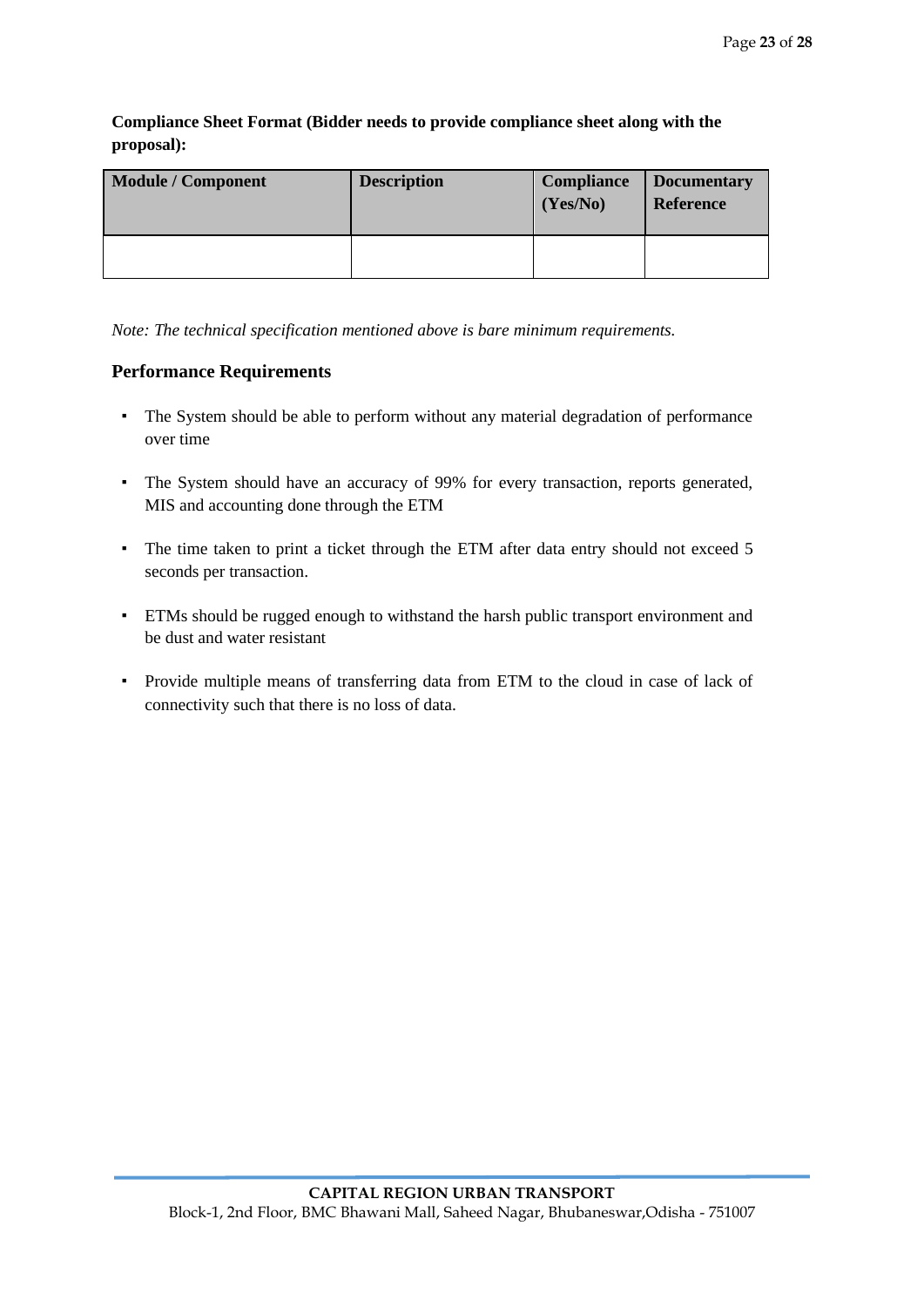**Compliance Sheet Format (Bidder needs to provide compliance sheet along with the proposal):**

| Module / Component | Description | Compliance (Yes/No) | Documentary Reference |
|---|---|---|---|
| | | | |

*Note: The technical specification mentioned above is bare minimum requirements.*

## Performance Requirements

- The System should be able to perform without any material degradation of performance over time
- The System should have an accuracy of 99% for every transaction, reports generated, MIS and accounting done through the ETM
- The time taken to print a ticket through the ETM after data entry should not exceed 5 seconds per transaction.
- ETMs should be rugged enough to withstand the harsh public transport environment and be dust and water resistant
- Provide multiple means of transferring data from ETM to the cloud in case of lack of connectivity such that there is no loss of data.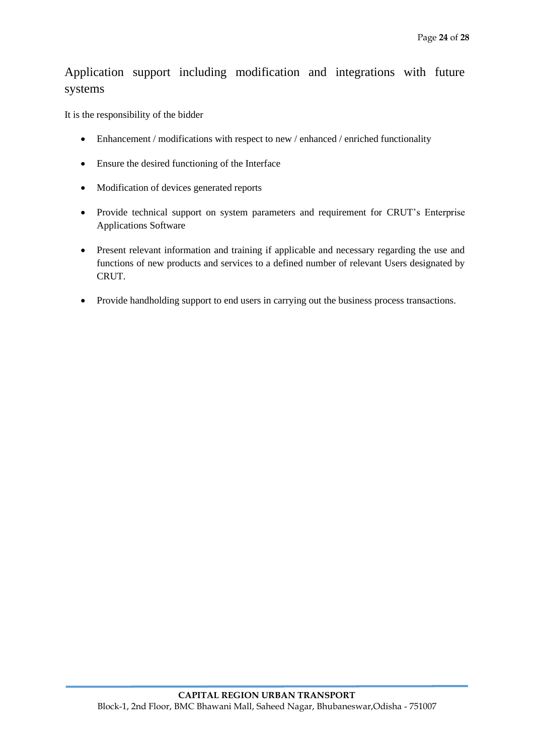## Application support including modification and integrations with future systems

It is the responsibility of the bidder

- Enhancement / modifications with respect to new / enhanced / enriched functionality
- Ensure the desired functioning of the Interface
- Modification of devices generated reports
- Provide technical support on system parameters and requirement for CRUT's Enterprise Applications Software
- Present relevant information and training if applicable and necessary regarding the use and functions of new products and services to a defined number of relevant Users designated by CRUT.
- Provide handholding support to end users in carrying out the business process transactions.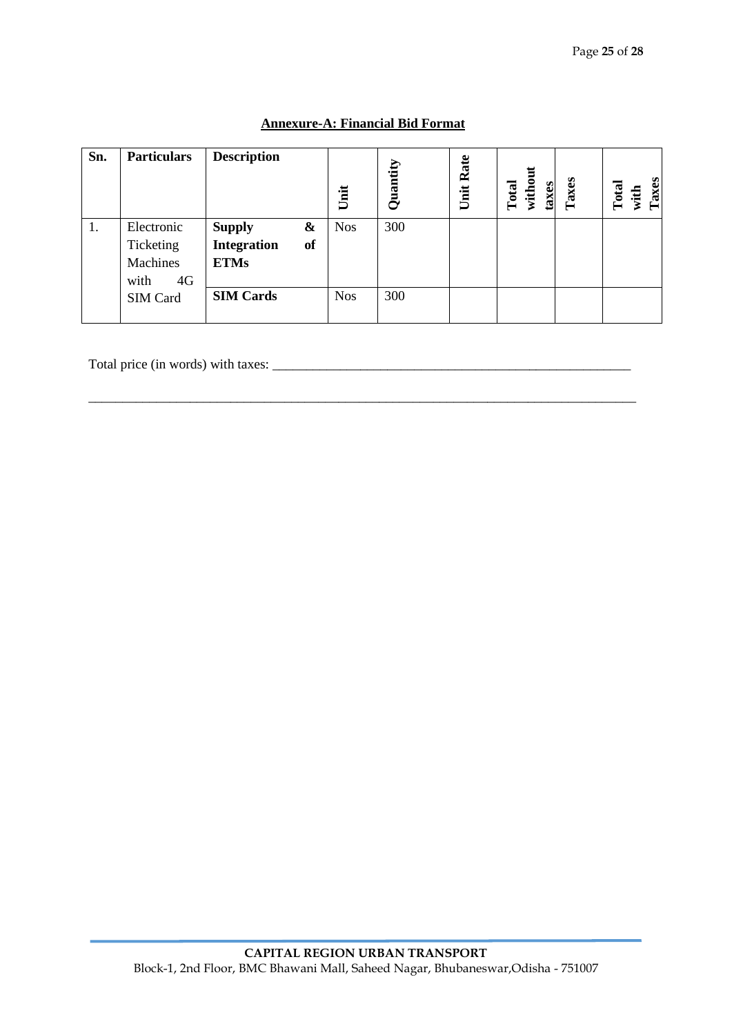## Annexure-A: Financial Bid Format

| Sn. | Particulars | Description | Unit | Quantity | Unit Rate | Total without taxes | Taxes | Total with Taxes |
|---|---|---|---|---|---|---|---|---|
| 1. | Electronic Ticketing Machines with 4G SIM Card | **Supply & Integration of ETMs** | Nos | 300 | | | | |
| | | **SIM Cards** | Nos | 300 | | | | |

Total price (in words) with taxes: ______________________________________________________

_____________________________________________________________________________________

**CAPITAL REGION URBAN TRANSPORT**
Block-1, 2nd Floor, BMC Bhawani Mall, Saheed Nagar, Bhubaneswar,Odisha - 751007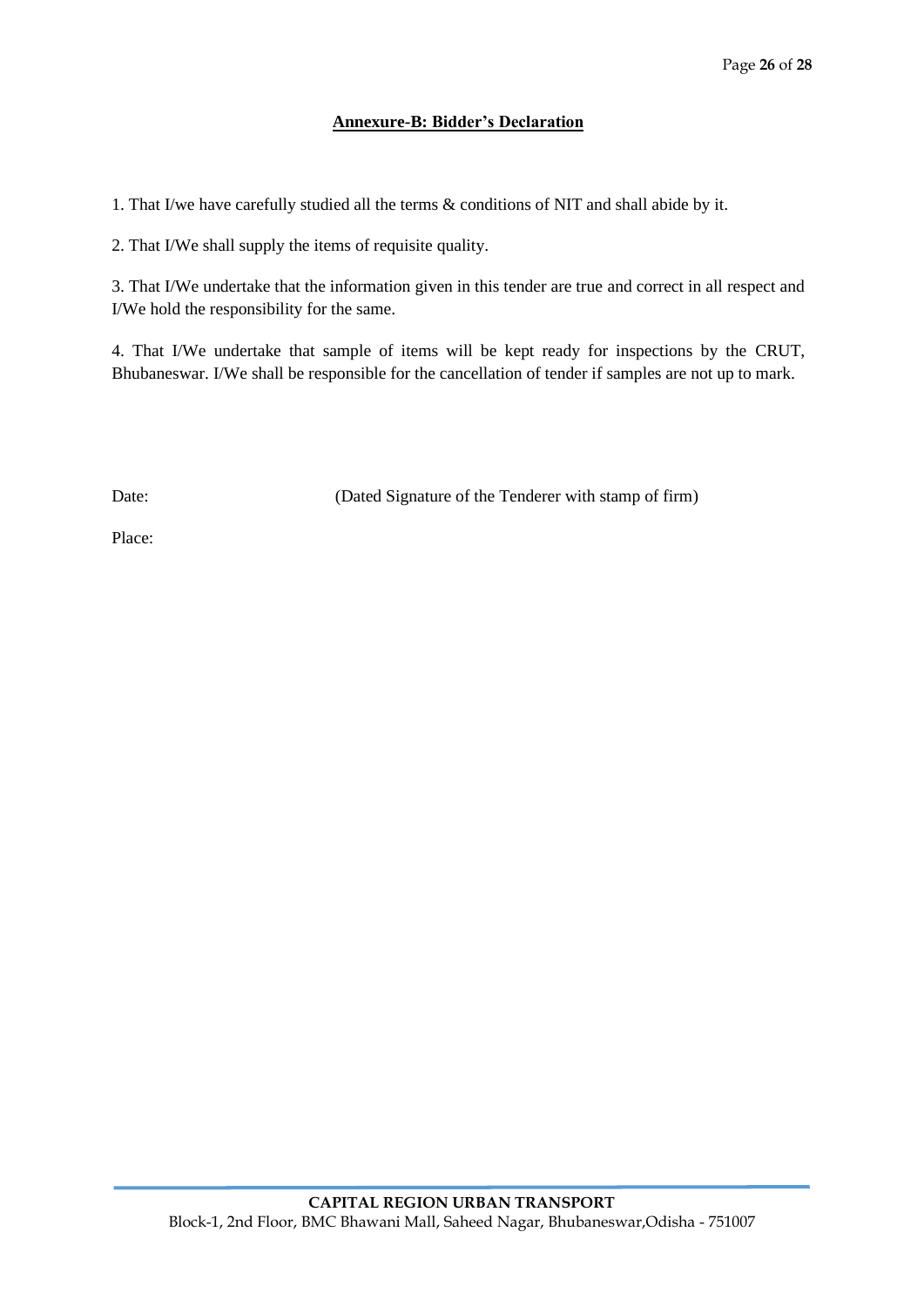## Annexure-B: Bidder's Declaration

1. That I/we have carefully studied all the terms & conditions of NIT and shall abide by it.

2. That I/We shall supply the items of requisite quality.

3. That I/We undertake that the information given in this tender are true and correct in all respect and I/We hold the responsibility for the same.

4. That I/We undertake that sample of items will be kept ready for inspections by the CRUT, Bhubaneswar. I/We shall be responsible for the cancellation of tender if samples are not up to mark.

Date: (Dated Signature of the Tenderer with stamp of firm)

Place: